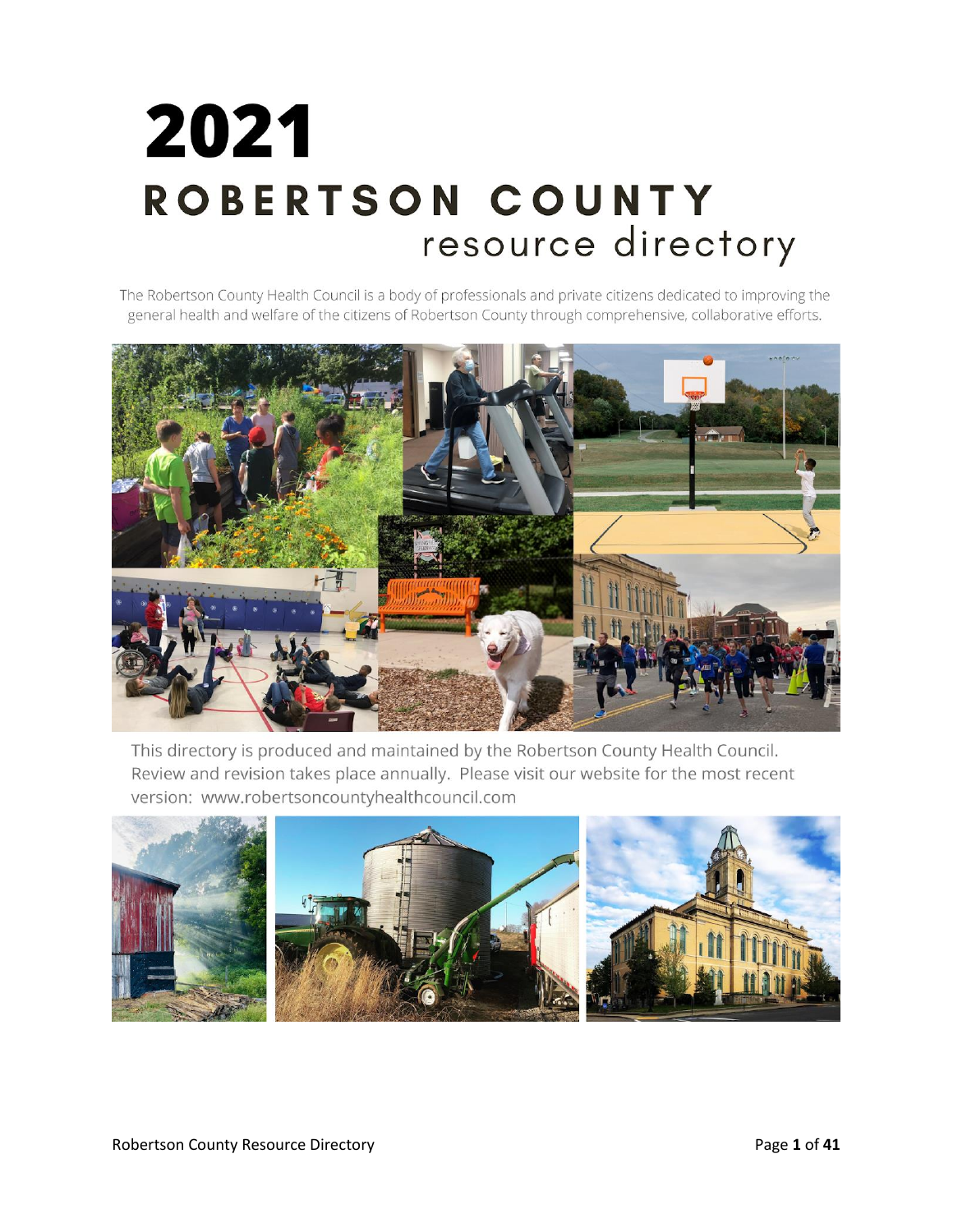# 2021

# ROBERTSON COUNTY

## resource directory

The Robertson County Health Council is a body of professionals and private citizens dedicated to improving the general health and welfare of the citizens of Robertson County through comprehensive, collaborative efforts.

This directory is produced and maintained by the Robertson County Health Council. Review and revision takes place annually. Please visit our website for the most recent version: www.robertsoncountyhealthcouncil.com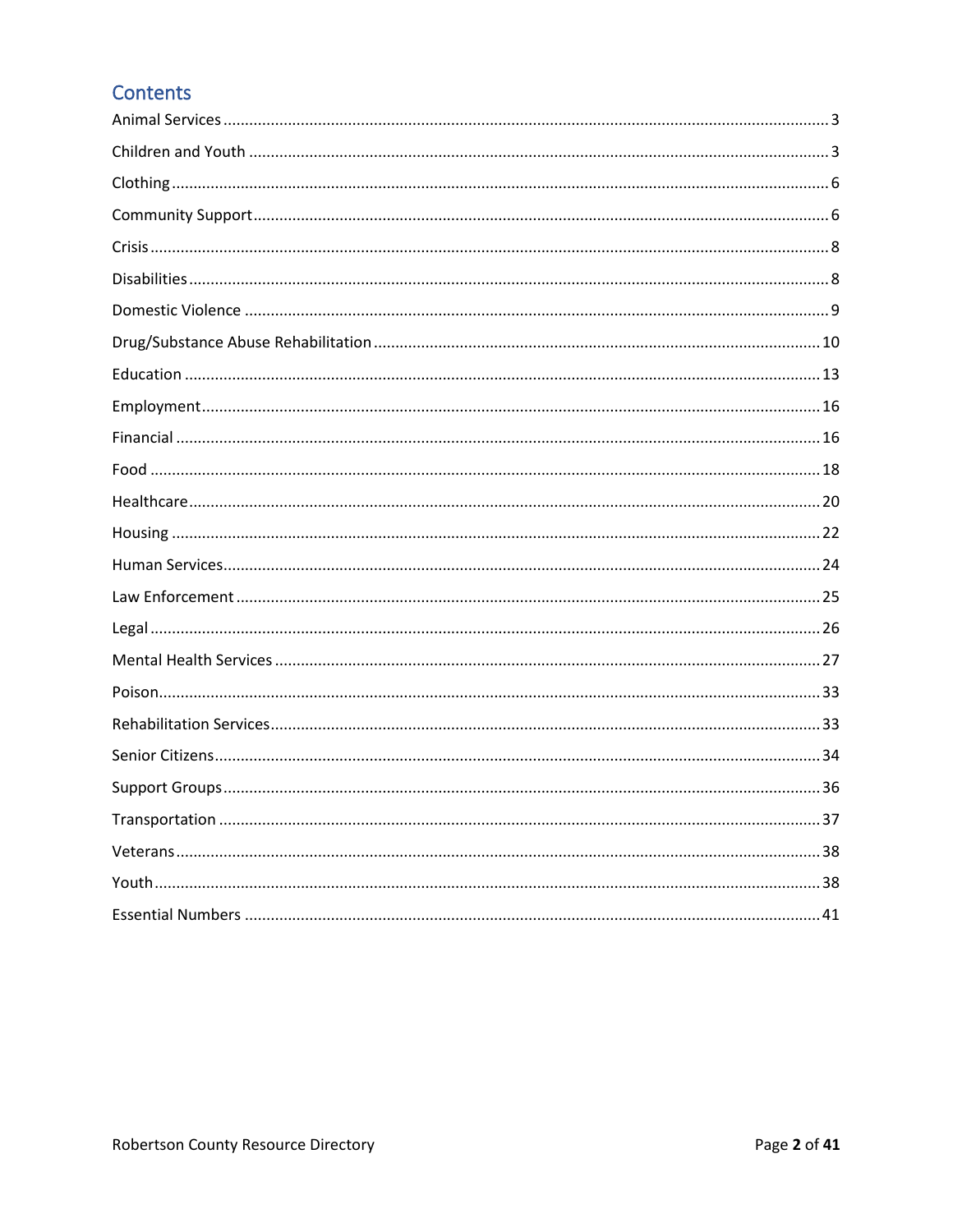## Contents

Animal Services ..... 3

Children and Youth ..... 3

Clothing ..... 6

Community Support ..... 6

Crisis ..... 8

Disabilities ..... 8

Domestic Violence ..... 9

Drug/Substance Abuse Rehabilitation ..... 10

Education ..... 13

Employment ..... 16

Financial ..... 16

Food ..... 18

Healthcare ..... 20

Housing ..... 22

Human Services ..... 24

Law Enforcement ..... 25

Legal ..... 26

Mental Health Services ..... 27

Poison ..... 33

Rehabilitation Services ..... 33

Senior Citizens ..... 34

Support Groups ..... 36

Transportation ..... 37

Veterans ..... 38

Youth ..... 38

Essential Numbers ..... 41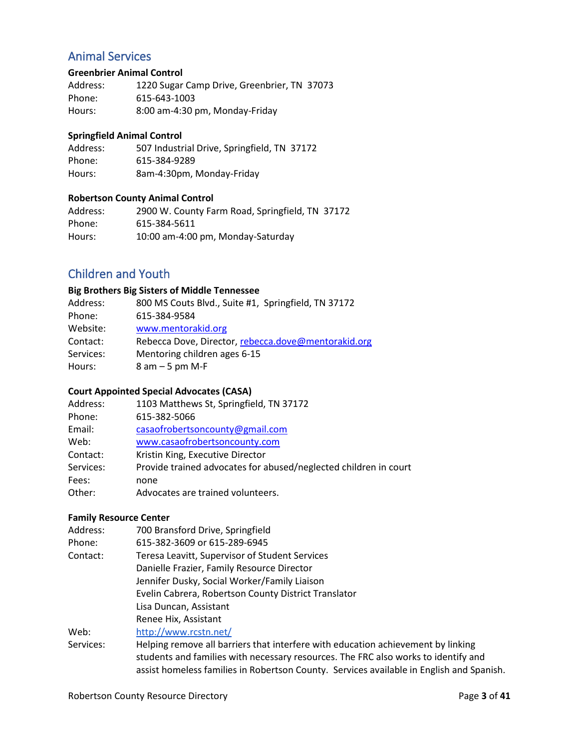## Animal Services

**Greenbrier Animal Control**

Address: 1220 Sugar Camp Drive, Greenbrier, TN 37073
Phone: 615-643-1003
Hours: 8:00 am-4:30 pm, Monday-Friday

**Springfield Animal Control**

Address: 507 Industrial Drive, Springfield, TN 37172
Phone: 615-384-9289
Hours: 8am-4:30pm, Monday-Friday

**Robertson County Animal Control**

Address: 2900 W. County Farm Road, Springfield, TN 37172
Phone: 615-384-5611
Hours: 10:00 am-4:00 pm, Monday-Saturday

## Children and Youth

**Big Brothers Big Sisters of Middle Tennessee**

Address: 800 MS Couts Blvd., Suite #1, Springfield, TN 37172
Phone: 615-384-9584
Website: www.mentorakid.org
Contact: Rebecca Dove, Director, rebecca.dove@mentorakid.org
Services: Mentoring children ages 6-15
Hours: 8 am – 5 pm M-F

**Court Appointed Special Advocates (CASA)**

Address: 1103 Matthews St, Springfield, TN 37172
Phone: 615-382-5066
Email: casaofrobertsoncounty@gmail.com
Web: www.casaofrobertsoncounty.com
Contact: Kristin King, Executive Director
Services: Provide trained advocates for abused/neglected children in court
Fees: none
Other: Advocates are trained volunteers.

**Family Resource Center**

Address: 700 Bransford Drive, Springfield
Phone: 615-382-3609 or 615-289-6945
Contact: Teresa Leavitt, Supervisor of Student Services
Danielle Frazier, Family Resource Director
Jennifer Dusky, Social Worker/Family Liaison
Evelin Cabrera, Robertson County District Translator
Lisa Duncan, Assistant
Renee Hix, Assistant
Web: http://www.rcstn.net/
Services: Helping remove all barriers that interfere with education achievement by linking students and families with necessary resources. The FRC also works to identify and assist homeless families in Robertson County. Services available in English and Spanish.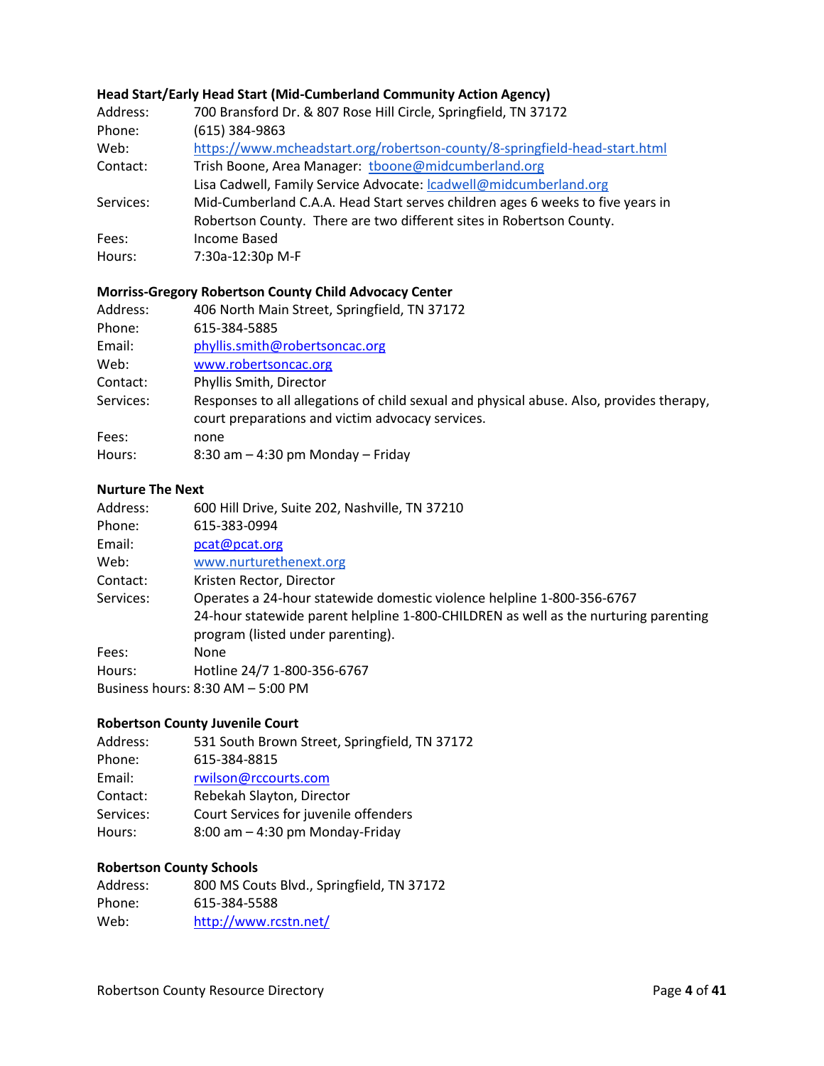**Head Start/Early Head Start (Mid-Cumberland Community Action Agency)**

Address: 700 Bransford Dr. & 807 Rose Hill Circle, Springfield, TN 37172
Phone: (615) 384-9863
Web: https://www.mcheadstart.org/robertson-county/8-springfield-head-start.html
Contact: Trish Boone, Area Manager: tboone@midcumberland.org
Lisa Cadwell, Family Service Advocate: lcadwell@midcumberland.org
Services: Mid-Cumberland C.A.A. Head Start serves children ages 6 weeks to five years in Robertson County. There are two different sites in Robertson County.
Fees: Income Based
Hours: 7:30a-12:30p M-F

**Morriss-Gregory Robertson County Child Advocacy Center**

Address: 406 North Main Street, Springfield, TN 37172
Phone: 615-384-5885
Email: phyllis.smith@robertsoncac.org
Web: www.robertsoncac.org
Contact: Phyllis Smith, Director
Services: Responses to all allegations of child sexual and physical abuse. Also, provides therapy, court preparations and victim advocacy services.
Fees: none
Hours: 8:30 am – 4:30 pm Monday – Friday

**Nurture The Next**

Address: 600 Hill Drive, Suite 202, Nashville, TN 37210
Phone: 615-383-0994
Email: pcat@pcat.org
Web: www.nurturethenext.org
Contact: Kristen Rector, Director
Services: Operates a 24-hour statewide domestic violence helpline 1-800-356-6767
24-hour statewide parent helpline 1-800-CHILDREN as well as the nurturing parenting program (listed under parenting).
Fees: None
Hours: Hotline 24/7 1-800-356-6767
Business hours: 8:30 AM – 5:00 PM

**Robertson County Juvenile Court**

Address: 531 South Brown Street, Springfield, TN 37172
Phone: 615-384-8815
Email: rwilson@rccourts.com
Contact: Rebekah Slayton, Director
Services: Court Services for juvenile offenders
Hours: 8:00 am – 4:30 pm Monday-Friday

**Robertson County Schools**

Address: 800 MS Couts Blvd., Springfield, TN 37172
Phone: 615-384-5588
Web: http://www.rcstn.net/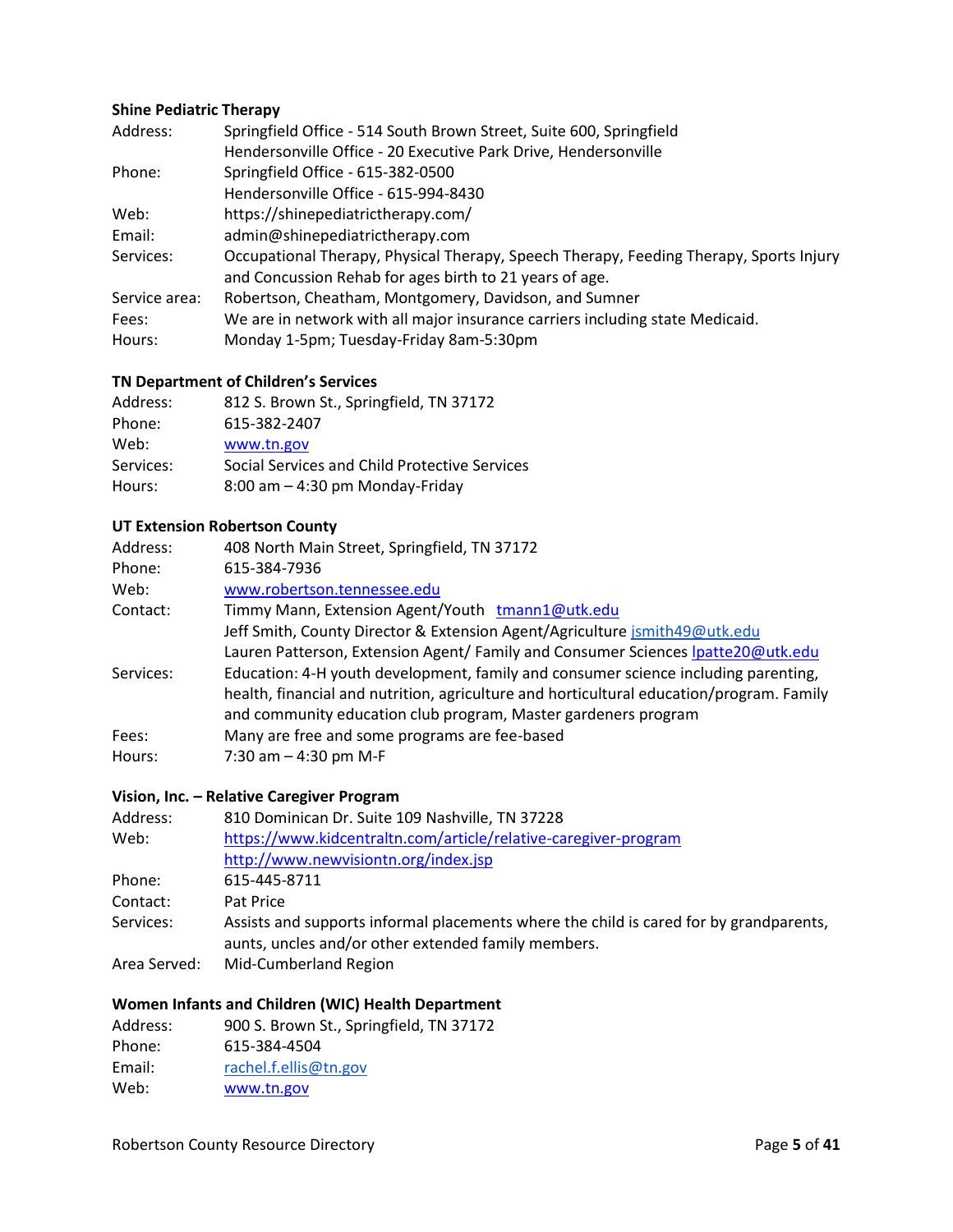### Shine Pediatric Therapy

| | |
|---|---|
| Address: | Springfield Office - 514 South Brown Street, Suite 600, Springfield<br>Hendersonville Office - 20 Executive Park Drive, Hendersonville |
| Phone: | Springfield Office - 615-382-0500<br>Hendersonville Office - 615-994-8430 |
| Web: | https://shinepediatrictherapy.com/ |
| Email: | admin@shinepediatrictherapy.com |
| Services: | Occupational Therapy, Physical Therapy, Speech Therapy, Feeding Therapy, Sports Injury and Concussion Rehab for ages birth to 21 years of age. |
| Service area: | Robertson, Cheatham, Montgomery, Davidson, and Sumner |
| Fees: | We are in network with all major insurance carriers including state Medicaid. |
| Hours: | Monday 1-5pm; Tuesday-Friday 8am-5:30pm |

### TN Department of Children's Services

| | |
|---|---|
| Address: | 812 S. Brown St., Springfield, TN 37172 |
| Phone: | 615-382-2407 |
| Web: | www.tn.gov |
| Services: | Social Services and Child Protective Services |
| Hours: | 8:00 am – 4:30 pm Monday-Friday |

### UT Extension Robertson County

| | |
|---|---|
| Address: | 408 North Main Street, Springfield, TN 37172 |
| Phone: | 615-384-7936 |
| Web: | www.robertson.tennessee.edu |
| Contact: | Timmy Mann, Extension Agent/Youth tmann1@utk.edu<br>Jeff Smith, County Director & Extension Agent/Agriculture jsmith49@utk.edu<br>Lauren Patterson, Extension Agent/ Family and Consumer Sciences lpatte20@utk.edu |
| Services: | Education: 4-H youth development, family and consumer science including parenting, health, financial and nutrition, agriculture and horticultural education/program. Family and community education club program, Master gardeners program |
| Fees: | Many are free and some programs are fee-based |
| Hours: | 7:30 am – 4:30 pm M-F |

### Vision, Inc. – Relative Caregiver Program

| | |
|---|---|
| Address: | 810 Dominican Dr. Suite 109 Nashville, TN 37228 |
| Web: | https://www.kidcentraltn.com/article/relative-caregiver-program<br>http://www.newvisiontn.org/index.jsp |
| Phone: | 615-445-8711 |
| Contact: | Pat Price |
| Services: | Assists and supports informal placements where the child is cared for by grandparents, aunts, uncles and/or other extended family members. |
| Area Served: | Mid-Cumberland Region |

### Women Infants and Children (WIC) Health Department

| | |
|---|---|
| Address: | 900 S. Brown St., Springfield, TN 37172 |
| Phone: | 615-384-4504 |
| Email: | rachel.f.ellis@tn.gov |
| Web: | www.tn.gov |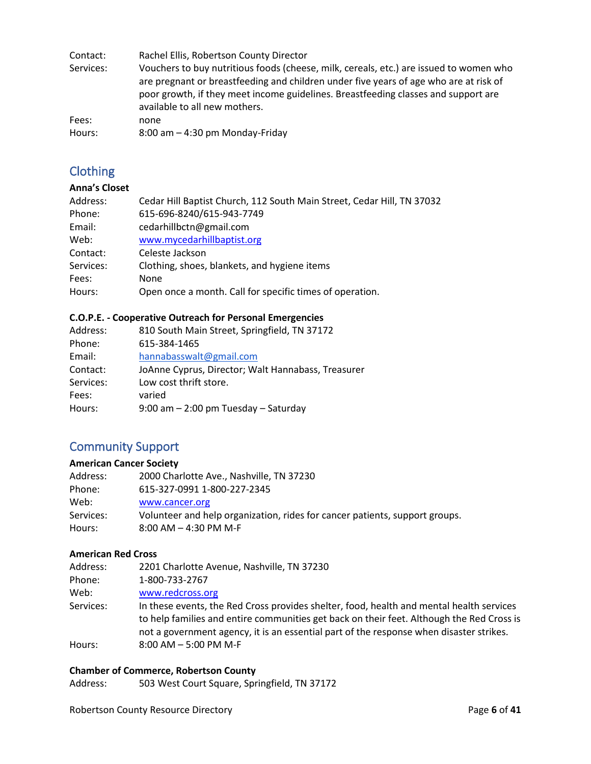Contact: Rachel Ellis, Robertson County Director
Services: Vouchers to buy nutritious foods (cheese, milk, cereals, etc.) are issued to women who are pregnant or breastfeeding and children under five years of age who are at risk of poor growth, if they meet income guidelines. Breastfeeding classes and support are available to all new mothers.
Fees: none
Hours: 8:00 am – 4:30 pm Monday-Friday

## Clothing

**Anna's Closet**
Address: Cedar Hill Baptist Church, 112 South Main Street, Cedar Hill, TN 37032
Phone: 615-696-8240/615-943-7749
Email: cedarhillbctn@gmail.com
Web: www.mycedarhillbaptist.org
Contact: Celeste Jackson
Services: Clothing, shoes, blankets, and hygiene items
Fees: None
Hours: Open once a month. Call for specific times of operation.

**C.O.P.E. - Cooperative Outreach for Personal Emergencies**
Address: 810 South Main Street, Springfield, TN 37172
Phone: 615-384-1465
Email: hannabasswalt@gmail.com
Contact: JoAnne Cyprus, Director; Walt Hannabass, Treasurer
Services: Low cost thrift store.
Fees: varied
Hours: 9:00 am – 2:00 pm Tuesday – Saturday

## Community Support

**American Cancer Society**
Address: 2000 Charlotte Ave., Nashville, TN 37230
Phone: 615-327-0991 1-800-227-2345
Web: www.cancer.org
Services: Volunteer and help organization, rides for cancer patients, support groups.
Hours: 8:00 AM – 4:30 PM M-F

**American Red Cross**
Address: 2201 Charlotte Avenue, Nashville, TN 37230
Phone: 1-800-733-2767
Web: www.redcross.org
Services: In these events, the Red Cross provides shelter, food, health and mental health services to help families and entire communities get back on their feet. Although the Red Cross is not a government agency, it is an essential part of the response when disaster strikes.
Hours: 8:00 AM – 5:00 PM M-F

**Chamber of Commerce, Robertson County**
Address: 503 West Court Square, Springfield, TN 37172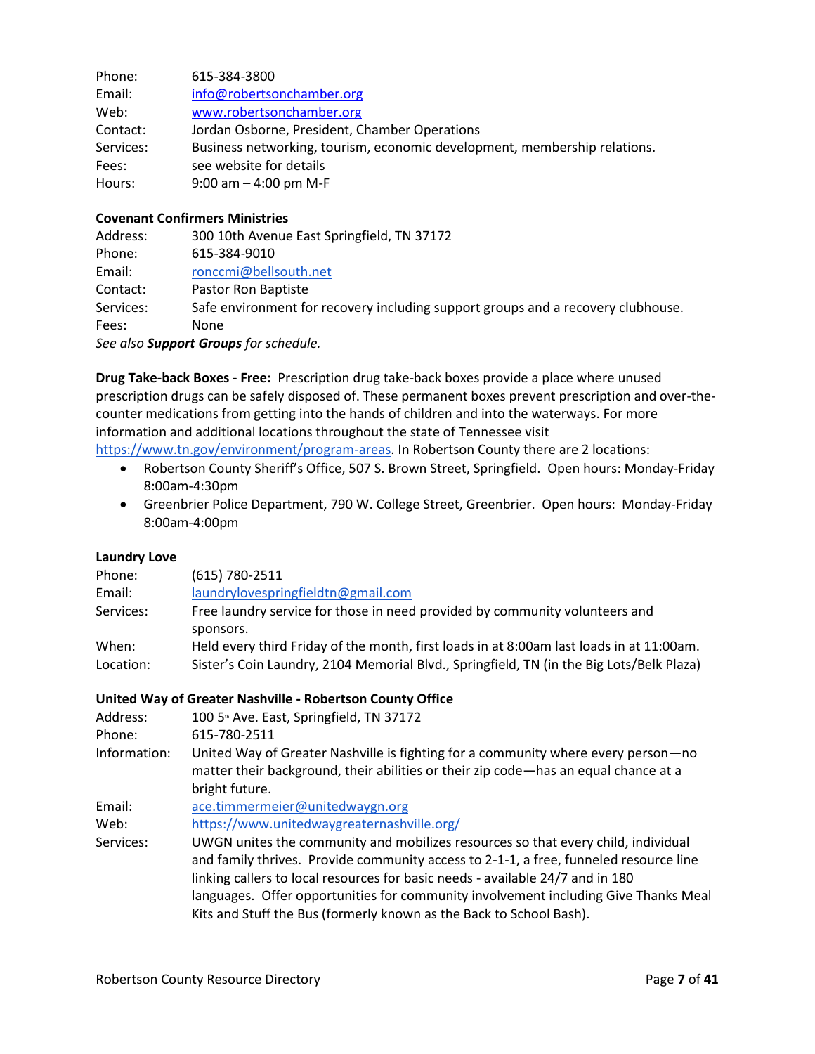Phone: 615-384-3800
Email: [info@robertsonchamber.org](mailto:info@robertsonchamber.org)
Web: [www.robertsonchamber.org](http://www.robertsonchamber.org)
Contact: Jordan Osborne, President, Chamber Operations
Services: Business networking, tourism, economic development, membership relations.
Fees: see website for details
Hours: 9:00 am – 4:00 pm M-F

**Covenant Confirmers Ministries**
Address: 300 10th Avenue East Springfield, TN 37172
Phone: 615-384-9010
Email: [ronccmi@bellsouth.net](mailto:ronccmi@bellsouth.net)
Contact: Pastor Ron Baptiste
Services: Safe environment for recovery including support groups and a recovery clubhouse.
Fees: None
*See also **Support Groups** for schedule.*

**Drug Take-back Boxes - Free:** Prescription drug take-back boxes provide a place where unused prescription drugs can be safely disposed of. These permanent boxes prevent prescription and over-the-counter medications from getting into the hands of children and into the waterways. For more information and additional locations throughout the state of Tennessee visit [https://www.tn.gov/environment/program-areas](https://www.tn.gov/environment/program-areas). In Robertson County there are 2 locations:

- Robertson County Sheriff's Office, 507 S. Brown Street, Springfield. Open hours: Monday-Friday 8:00am-4:30pm
- Greenbrier Police Department, 790 W. College Street, Greenbrier. Open hours: Monday-Friday 8:00am-4:00pm

**Laundry Love**
Phone: (615) 780-2511
Email: [laundrylovespringfieldtn@gmail.com](mailto:laundrylovespringfieldtn@gmail.com)
Services: Free laundry service for those in need provided by community volunteers and sponsors.
When: Held every third Friday of the month, first loads in at 8:00am last loads in at 11:00am.
Location: Sister's Coin Laundry, 2104 Memorial Blvd., Springfield, TN (in the Big Lots/Belk Plaza)

**United Way of Greater Nashville - Robertson County Office**
Address: 100 5th Ave. East, Springfield, TN 37172
Phone: 615-780-2511
Information: United Way of Greater Nashville is fighting for a community where every person—no matter their background, their abilities or their zip code—has an equal chance at a bright future.
Email: [ace.timmermeier@unitedwaygn.org](mailto:ace.timmermeier@unitedwaygn.org)
Web: [https://www.unitedwaygreaternashville.org/](https://www.unitedwaygreaternashville.org/)
Services: UWGN unites the community and mobilizes resources so that every child, individual and family thrives. Provide community access to 2-1-1, a free, funneled resource line linking callers to local resources for basic needs - available 24/7 and in 180 languages. Offer opportunities for community involvement including Give Thanks Meal Kits and Stuff the Bus (formerly known as the Back to School Bash).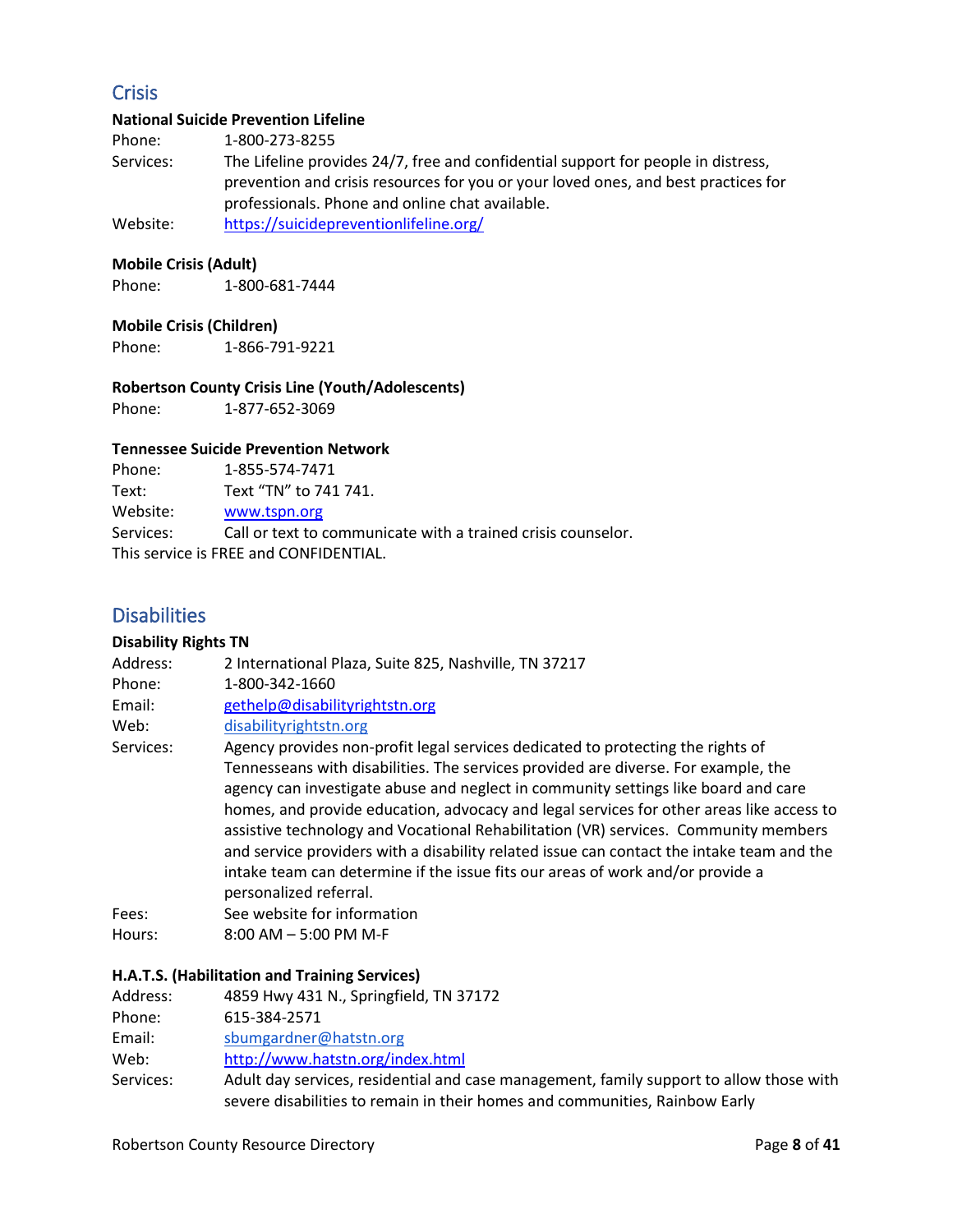## Crisis

**National Suicide Prevention Lifeline**

Phone: 1-800-273-8255

Services: The Lifeline provides 24/7, free and confidential support for people in distress, prevention and crisis resources for you or your loved ones, and best practices for professionals. Phone and online chat available.

Website: https://suicidepreventionlifeline.org/

**Mobile Crisis (Adult)**

Phone: 1-800-681-7444

**Mobile Crisis (Children)**

Phone: 1-866-791-9221

**Robertson County Crisis Line (Youth/Adolescents)**

Phone: 1-877-652-3069

**Tennessee Suicide Prevention Network**

Phone: 1-855-574-7471

Text: Text "TN" to 741 741.

Website: www.tspn.org

Services: Call or text to communicate with a trained crisis counselor.

This service is FREE and CONFIDENTIAL.

## Disabilities

**Disability Rights TN**

Address: 2 International Plaza, Suite 825, Nashville, TN 37217

Phone: 1-800-342-1660

Email: gethelp@disabilityrightstn.org

Web: disabilityrightstn.org

Services: Agency provides non-profit legal services dedicated to protecting the rights of Tennesseans with disabilities. The services provided are diverse. For example, the agency can investigate abuse and neglect in community settings like board and care homes, and provide education, advocacy and legal services for other areas like access to assistive technology and Vocational Rehabilitation (VR) services. Community members and service providers with a disability related issue can contact the intake team and the intake team can determine if the issue fits our areas of work and/or provide a personalized referral.

Fees: See website for information

Hours: 8:00 AM – 5:00 PM M-F

**H.A.T.S. (Habilitation and Training Services)**

Address: 4859 Hwy 431 N., Springfield, TN 37172

Phone: 615-384-2571

Email: sbumgardner@hatstn.org

Web: http://www.hatstn.org/index.html

Services: Adult day services, residential and case management, family support to allow those with severe disabilities to remain in their homes and communities, Rainbow Early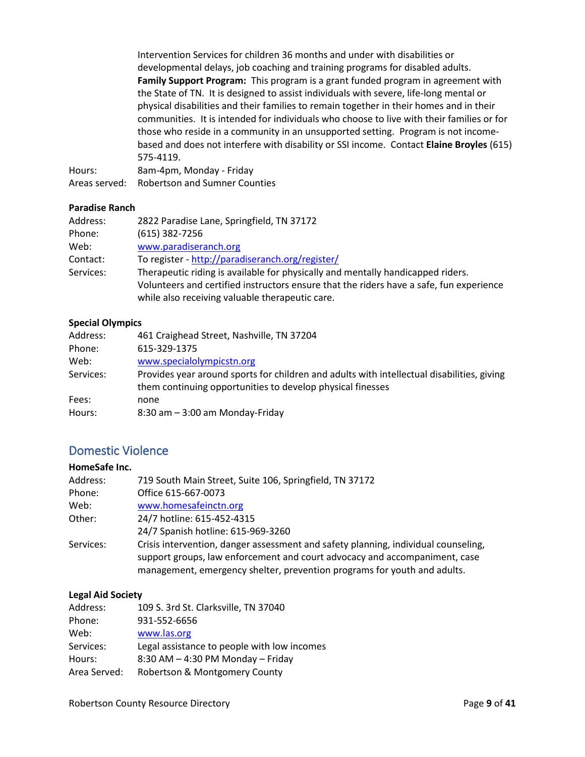Intervention Services for children 36 months and under with disabilities or developmental delays, job coaching and training programs for disabled adults.
**Family Support Program:** This program is a grant funded program in agreement with the State of TN. It is designed to assist individuals with severe, life-long mental or physical disabilities and their families to remain together in their homes and in their communities. It is intended for individuals who choose to live with their families or for those who reside in a community in an unsupported setting. Program is not income-based and does not interfere with disability or SSI income. Contact **Elaine Broyles** (615) 575-4119.

Hours: 8am-4pm, Monday - Friday
Areas served: Robertson and Sumner Counties

**Paradise Ranch**

Address: 2822 Paradise Lane, Springfield, TN 37172
Phone: (615) 382-7256
Web: www.paradiseranch.org
Contact: To register - http://paradiseranch.org/register/
Services: Therapeutic riding is available for physically and mentally handicapped riders. Volunteers and certified instructors ensure that the riders have a safe, fun experience while also receiving valuable therapeutic care.

**Special Olympics**

Address: 461 Craighead Street, Nashville, TN 37204
Phone: 615-329-1375
Web: www.specialolympicstn.org
Services: Provides year around sports for children and adults with intellectual disabilities, giving them continuing opportunities to develop physical finesses
Fees: none
Hours: 8:30 am – 3:00 am Monday-Friday

## Domestic Violence

**HomeSafe Inc.**

Address: 719 South Main Street, Suite 106, Springfield, TN 37172
Phone: Office 615-667-0073
Web: www.homesafeinctn.org
Other: 24/7 hotline: 615-452-4315
24/7 Spanish hotline: 615-969-3260
Services: Crisis intervention, danger assessment and safety planning, individual counseling, support groups, law enforcement and court advocacy and accompaniment, case management, emergency shelter, prevention programs for youth and adults.

**Legal Aid Society**

Address: 109 S. 3rd St. Clarksville, TN 37040
Phone: 931-552-6656
Web: www.las.org
Services: Legal assistance to people with low incomes
Hours: 8:30 AM – 4:30 PM Monday – Friday
Area Served: Robertson & Montgomery County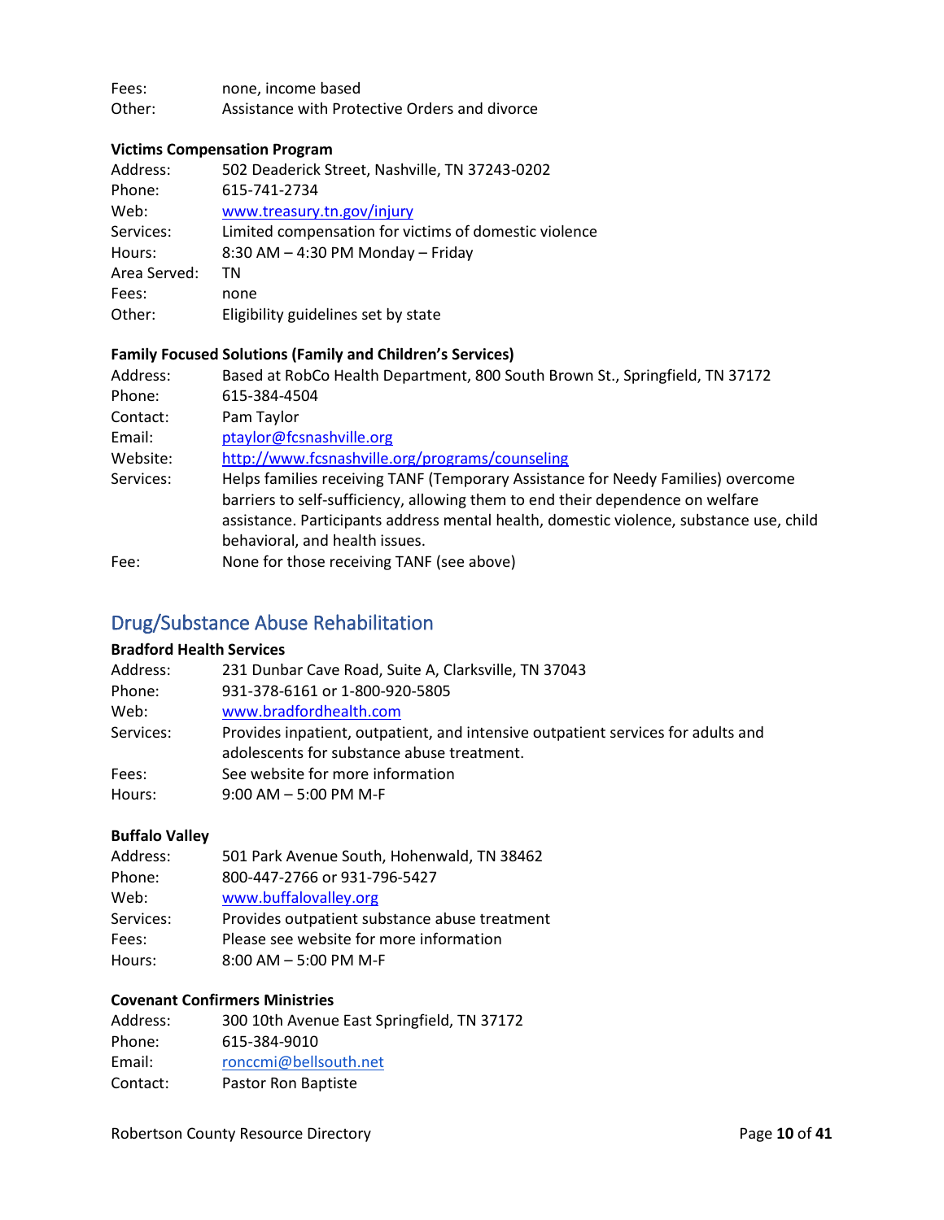Fees: none, income based
Other: Assistance with Protective Orders and divorce

**Victims Compensation Program**

Address: 502 Deaderick Street, Nashville, TN 37243-0202
Phone: 615-741-2734
Web: www.treasury.tn.gov/injury
Services: Limited compensation for victims of domestic violence
Hours: 8:30 AM – 4:30 PM Monday – Friday
Area Served: TN
Fees: none
Other: Eligibility guidelines set by state

**Family Focused Solutions (Family and Children's Services)**

Address: Based at RobCo Health Department, 800 South Brown St., Springfield, TN 37172
Phone: 615-384-4504
Contact: Pam Taylor
Email: ptaylor@fcsnashville.org
Website: http://www.fcsnashville.org/programs/counseling
Services: Helps families receiving TANF (Temporary Assistance for Needy Families) overcome barriers to self-sufficiency, allowing them to end their dependence on welfare assistance. Participants address mental health, domestic violence, substance use, child behavioral, and health issues.
Fee: None for those receiving TANF (see above)

## Drug/Substance Abuse Rehabilitation

**Bradford Health Services**

Address: 231 Dunbar Cave Road, Suite A, Clarksville, TN 37043
Phone: 931-378-6161 or 1-800-920-5805
Web: www.bradfordhealth.com
Services: Provides inpatient, outpatient, and intensive outpatient services for adults and adolescents for substance abuse treatment.
Fees: See website for more information
Hours: 9:00 AM – 5:00 PM M-F

**Buffalo Valley**

Address: 501 Park Avenue South, Hohenwald, TN 38462
Phone: 800-447-2766 or 931-796-5427
Web: www.buffalovalley.org
Services: Provides outpatient substance abuse treatment
Fees: Please see website for more information
Hours: 8:00 AM – 5:00 PM M-F

**Covenant Confirmers Ministries**

Address: 300 10th Avenue East Springfield, TN 37172
Phone: 615-384-9010
Email: ronccmi@bellsouth.net
Contact: Pastor Ron Baptiste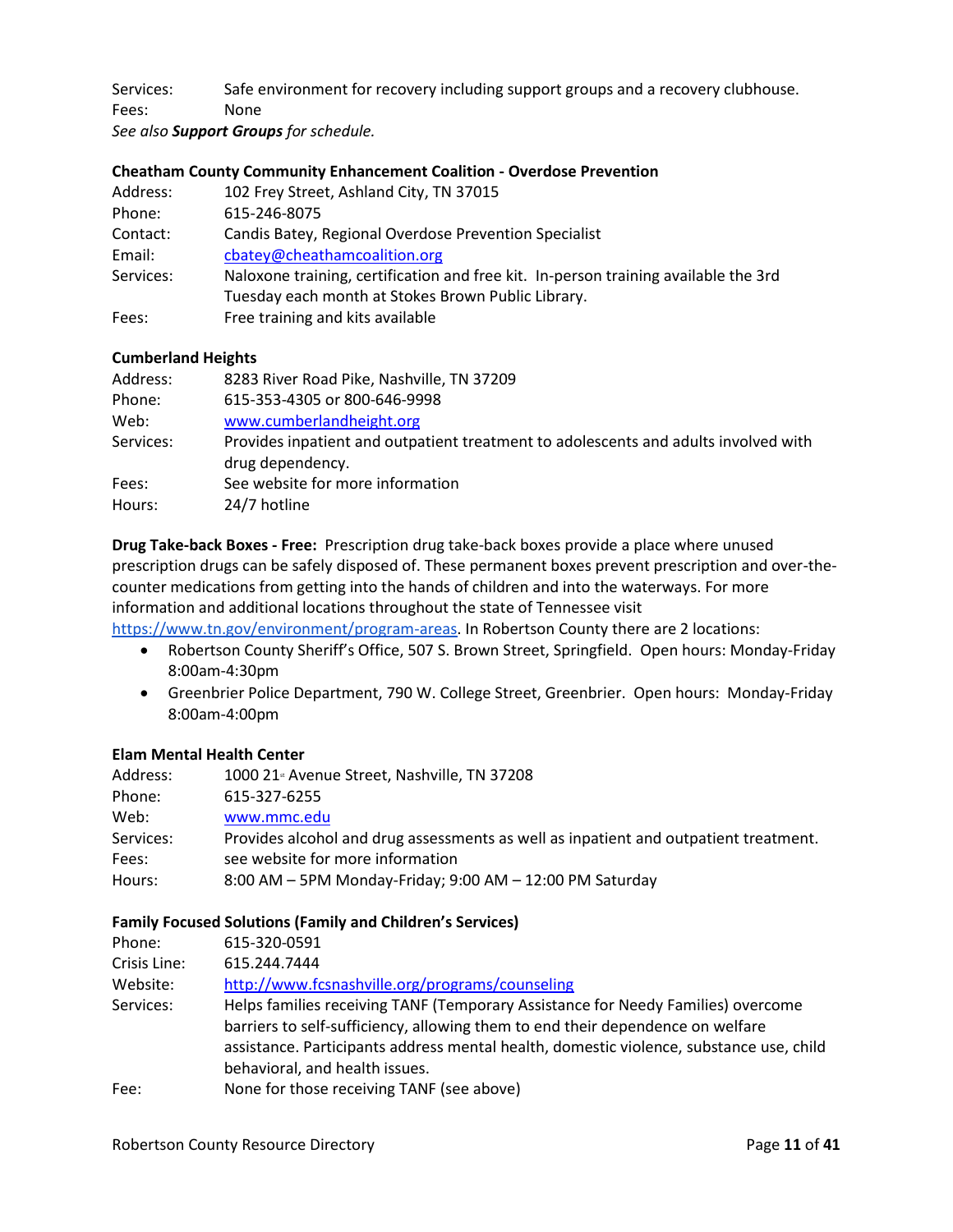Services: Safe environment for recovery including support groups and a recovery clubhouse.
Fees: None
*See also **Support Groups** for schedule.*

**Cheatham County Community Enhancement Coalition - Overdose Prevention**

Address: 102 Frey Street, Ashland City, TN 37015
Phone: 615-246-8075
Contact: Candis Batey, Regional Overdose Prevention Specialist
Email: cbatey@cheathamcoalition.org
Services: Naloxone training, certification and free kit. In-person training available the 3rd Tuesday each month at Stokes Brown Public Library.
Fees: Free training and kits available

**Cumberland Heights**

Address: 8283 River Road Pike, Nashville, TN 37209
Phone: 615-353-4305 or 800-646-9998
Web: www.cumberlandheight.org
Services: Provides inpatient and outpatient treatment to adolescents and adults involved with drug dependency.
Fees: See website for more information
Hours: 24/7 hotline

**Drug Take-back Boxes - Free:** Prescription drug take-back boxes provide a place where unused prescription drugs can be safely disposed of. These permanent boxes prevent prescription and over-the-counter medications from getting into the hands of children and into the waterways. For more information and additional locations throughout the state of Tennessee visit https://www.tn.gov/environment/program-areas. In Robertson County there are 2 locations:

- Robertson County Sheriff's Office, 507 S. Brown Street, Springfield. Open hours: Monday-Friday 8:00am-4:30pm
- Greenbrier Police Department, 790 W. College Street, Greenbrier. Open hours: Monday-Friday 8:00am-4:00pm

**Elam Mental Health Center**

Address: 1000 21st Avenue Street, Nashville, TN 37208
Phone: 615-327-6255
Web: www.mmc.edu
Services: Provides alcohol and drug assessments as well as inpatient and outpatient treatment.
Fees: see website for more information
Hours: 8:00 AM – 5PM Monday-Friday; 9:00 AM – 12:00 PM Saturday

**Family Focused Solutions (Family and Children's Services)**

Phone: 615-320-0591
Crisis Line: 615.244.7444
Website: http://www.fcsnashville.org/programs/counseling
Services: Helps families receiving TANF (Temporary Assistance for Needy Families) overcome barriers to self-sufficiency, allowing them to end their dependence on welfare assistance. Participants address mental health, domestic violence, substance use, child behavioral, and health issues.
Fee: None for those receiving TANF (see above)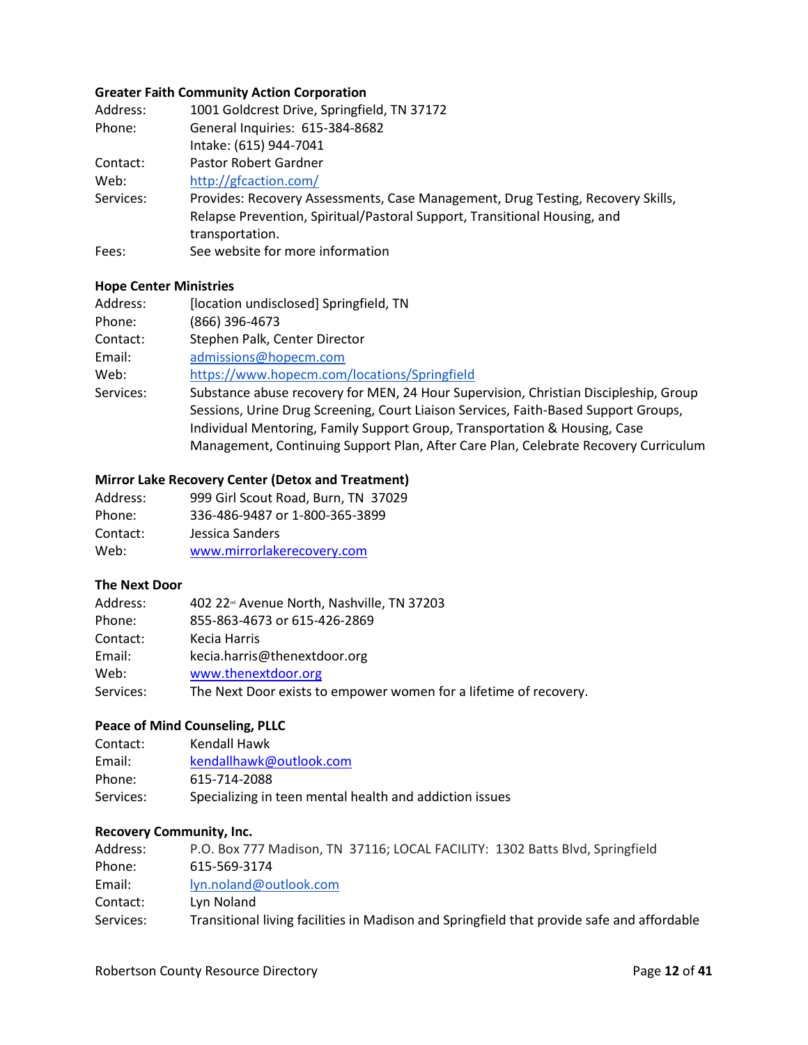**Greater Faith Community Action Corporation**

Address: 1001 Goldcrest Drive, Springfield, TN 37172
Phone: General Inquiries: 615-384-8682
Intake: (615) 944-7041
Contact: Pastor Robert Gardner
Web: http://gfcaction.com/
Services: Provides: Recovery Assessments, Case Management, Drug Testing, Recovery Skills, Relapse Prevention, Spiritual/Pastoral Support, Transitional Housing, and transportation.
Fees: See website for more information

**Hope Center Ministries**

Address: [location undisclosed] Springfield, TN
Phone: (866) 396-4673
Contact: Stephen Palk, Center Director
Email: admissions@hopecm.com
Web: https://www.hopecm.com/locations/Springfield
Services: Substance abuse recovery for MEN, 24 Hour Supervision, Christian Discipleship, Group Sessions, Urine Drug Screening, Court Liaison Services, Faith-Based Support Groups, Individual Mentoring, Family Support Group, Transportation & Housing, Case Management, Continuing Support Plan, After Care Plan, Celebrate Recovery Curriculum

**Mirror Lake Recovery Center (Detox and Treatment)**

Address: 999 Girl Scout Road, Burn, TN 37029
Phone: 336-486-9487 or 1-800-365-3899
Contact: Jessica Sanders
Web: www.mirrorlakerecovery.com

**The Next Door**

Address: 402 22nd Avenue North, Nashville, TN 37203
Phone: 855-863-4673 or 615-426-2869
Contact: Kecia Harris
Email: kecia.harris@thenextdoor.org
Web: www.thenextdoor.org
Services: The Next Door exists to empower women for a lifetime of recovery.

**Peace of Mind Counseling, PLLC**

Contact: Kendall Hawk
Email: kendallhawk@outlook.com
Phone: 615-714-2088
Services: Specializing in teen mental health and addiction issues

**Recovery Community, Inc.**

Address: P.O. Box 777 Madison, TN 37116; LOCAL FACILITY: 1302 Batts Blvd, Springfield
Phone: 615-569-3174
Email: lyn.noland@outlook.com
Contact: Lyn Noland
Services: Transitional living facilities in Madison and Springfield that provide safe and affordable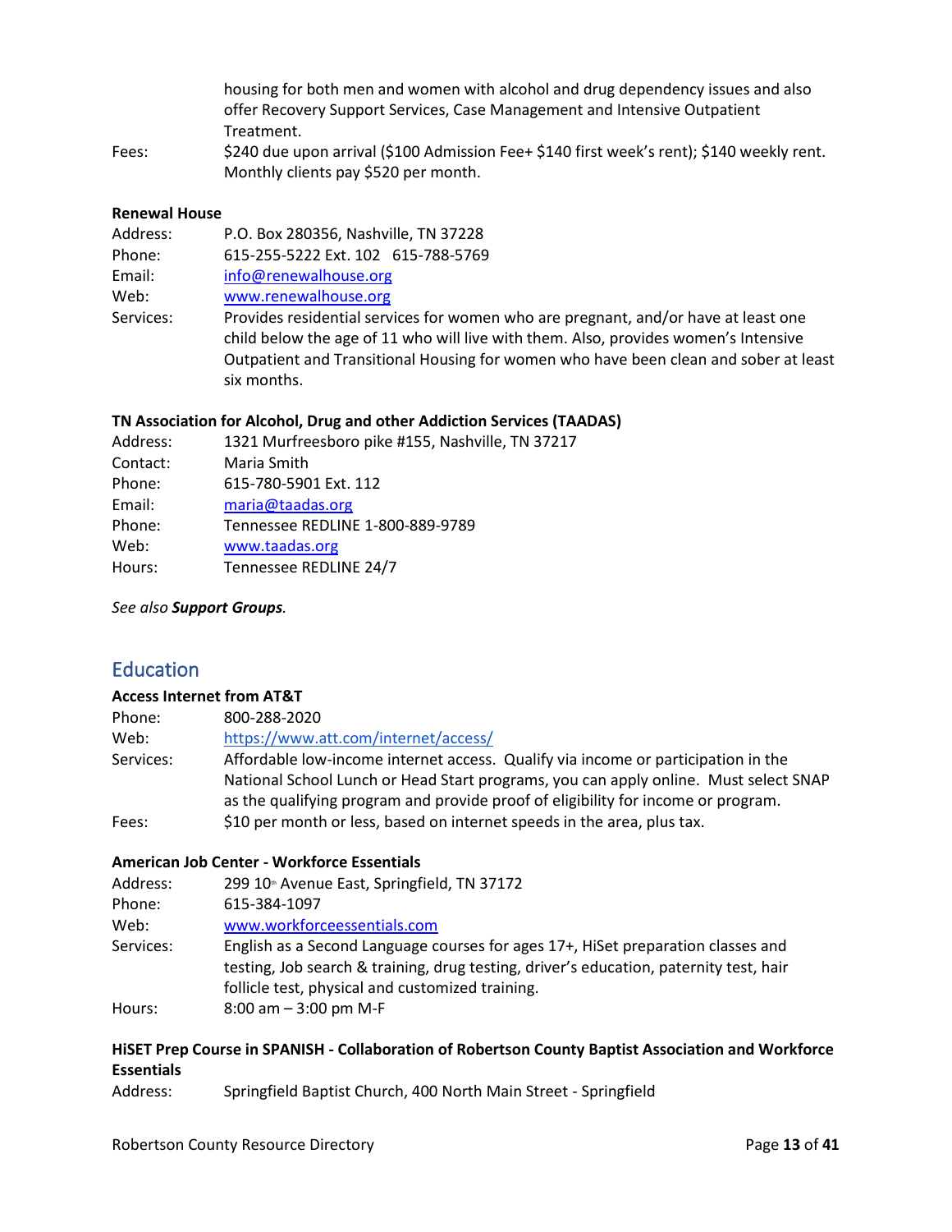housing for both men and women with alcohol and drug dependency issues and also offer Recovery Support Services, Case Management and Intensive Outpatient Treatment.

Fees: $240 due upon arrival ($100 Admission Fee+ $140 first week's rent); $140 weekly rent. Monthly clients pay $520 per month.

**Renewal House**

Address: P.O. Box 280356, Nashville, TN 37228
Phone: 615-255-5222 Ext. 102 615-788-5769
Email: info@renewalhouse.org
Web: www.renewalhouse.org
Services: Provides residential services for women who are pregnant, and/or have at least one child below the age of 11 who will live with them. Also, provides women's Intensive Outpatient and Transitional Housing for women who have been clean and sober at least six months.

**TN Association for Alcohol, Drug and other Addiction Services (TAADAS)**

Address: 1321 Murfreesboro pike #155, Nashville, TN 37217
Contact: Maria Smith
Phone: 615-780-5901 Ext. 112
Email: maria@taadas.org
Phone: Tennessee REDLINE 1-800-889-9789
Web: www.taadas.org
Hours: Tennessee REDLINE 24/7

*See also **Support Groups**.*

## Education

**Access Internet from AT&T**

Phone: 800-288-2020
Web: https://www.att.com/internet/access/
Services: Affordable low-income internet access. Qualify via income or participation in the National School Lunch or Head Start programs, you can apply online. Must select SNAP as the qualifying program and provide proof of eligibility for income or program.
Fees: $10 per month or less, based on internet speeds in the area, plus tax.

**American Job Center - Workforce Essentials**

Address: 299 10th Avenue East, Springfield, TN 37172
Phone: 615-384-1097
Web: www.workforceessentials.com
Services: English as a Second Language courses for ages 17+, HiSet preparation classes and testing, Job search & training, drug testing, driver's education, paternity test, hair follicle test, physical and customized training.
Hours: 8:00 am – 3:00 pm M-F

**HiSET Prep Course in SPANISH - Collaboration of Robertson County Baptist Association and Workforce Essentials**

Address: Springfield Baptist Church, 400 North Main Street - Springfield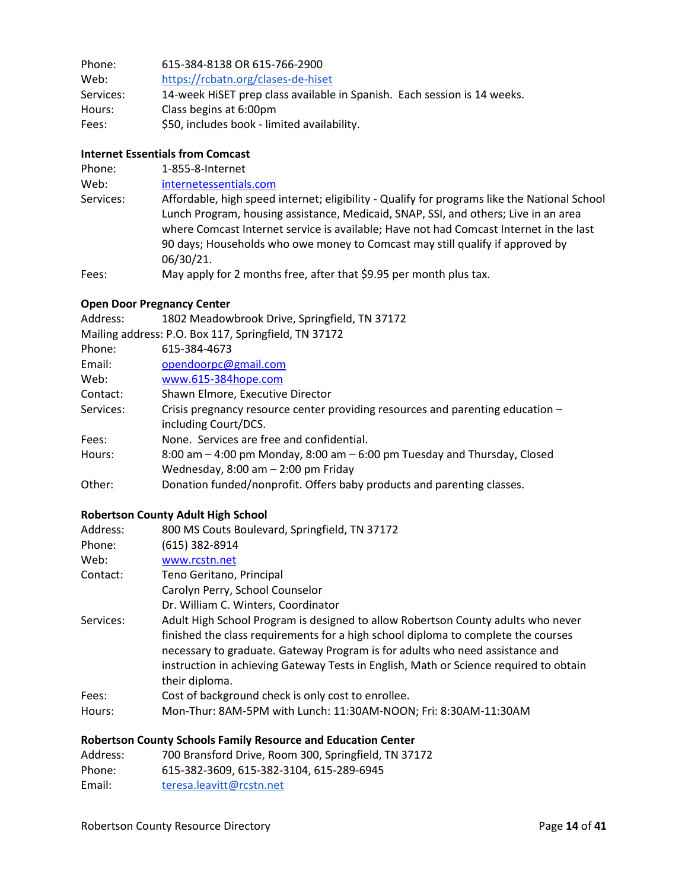Phone: 615-384-8138 OR 615-766-2900
Web: https://rcbatn.org/clases-de-hiset
Services: 14-week HiSET prep class available in Spanish. Each session is 14 weeks.
Hours: Class begins at 6:00pm
Fees: $50, includes book - limited availability.

**Internet Essentials from Comcast**

Phone: 1-855-8-Internet
Web: internetessentials.com
Services: Affordable, high speed internet; eligibility - Qualify for programs like the National School Lunch Program, housing assistance, Medicaid, SNAP, SSI, and others; Live in an area where Comcast Internet service is available; Have not had Comcast Internet in the last 90 days; Households who owe money to Comcast may still qualify if approved by 06/30/21.
Fees: May apply for 2 months free, after that $9.95 per month plus tax.

**Open Door Pregnancy Center**

Address: 1802 Meadowbrook Drive, Springfield, TN 37172
Mailing address: P.O. Box 117, Springfield, TN 37172
Phone: 615-384-4673
Email: opendoorpc@gmail.com
Web: www.615-384hope.com
Contact: Shawn Elmore, Executive Director
Services: Crisis pregnancy resource center providing resources and parenting education – including Court/DCS.
Fees: None. Services are free and confidential.
Hours: 8:00 am – 4:00 pm Monday, 8:00 am – 6:00 pm Tuesday and Thursday, Closed Wednesday, 8:00 am – 2:00 pm Friday
Other: Donation funded/nonprofit. Offers baby products and parenting classes.

**Robertson County Adult High School**

Address: 800 MS Couts Boulevard, Springfield, TN 37172
Phone: (615) 382-8914
Web: www.rcstn.net
Contact: Teno Geritano, Principal
Carolyn Perry, School Counselor
Dr. William C. Winters, Coordinator
Services: Adult High School Program is designed to allow Robertson County adults who never finished the class requirements for a high school diploma to complete the courses necessary to graduate. Gateway Program is for adults who need assistance and instruction in achieving Gateway Tests in English, Math or Science required to obtain their diploma.
Fees: Cost of background check is only cost to enrollee.
Hours: Mon-Thur: 8AM-5PM with Lunch: 11:30AM-NOON; Fri: 8:30AM-11:30AM

**Robertson County Schools Family Resource and Education Center**

Address: 700 Bransford Drive, Room 300, Springfield, TN 37172
Phone: 615-382-3609, 615-382-3104, 615-289-6945
Email: teresa.leavitt@rcstn.net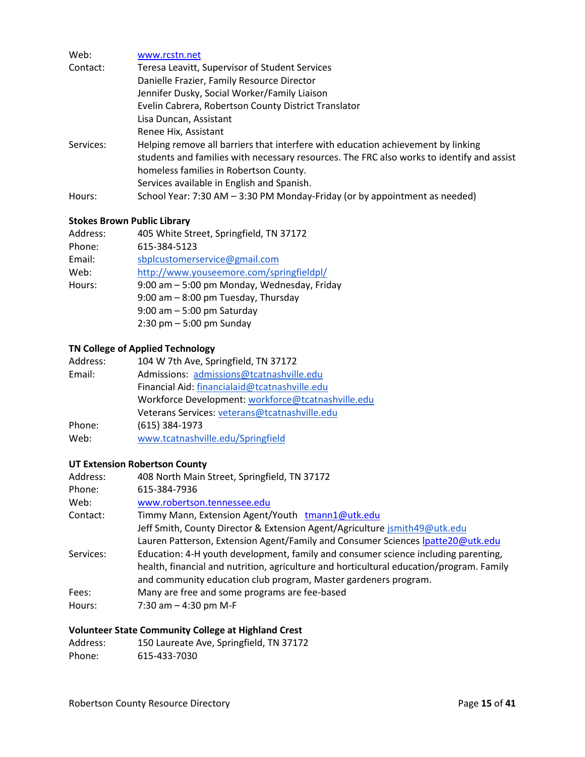Web: www.rcstn.net
Contact: Teresa Leavitt, Supervisor of Student Services
Danielle Frazier, Family Resource Director
Jennifer Dusky, Social Worker/Family Liaison
Evelin Cabrera, Robertson County District Translator
Lisa Duncan, Assistant
Renee Hix, Assistant
Services: Helping remove all barriers that interfere with education achievement by linking students and families with necessary resources. The FRC also works to identify and assist homeless families in Robertson County.
Services available in English and Spanish.
Hours: School Year: 7:30 AM – 3:30 PM Monday-Friday (or by appointment as needed)

**Stokes Brown Public Library**

Address: 405 White Street, Springfield, TN 37172
Phone: 615-384-5123
Email: sbplcustomerservice@gmail.com
Web: http://www.youseemore.com/springfieldpl/
Hours: 9:00 am – 5:00 pm Monday, Wednesday, Friday
9:00 am – 8:00 pm Tuesday, Thursday
9:00 am – 5:00 pm Saturday
2:30 pm – 5:00 pm Sunday

**TN College of Applied Technology**

Address: 104 W 7th Ave, Springfield, TN 37172
Email: Admissions: admissions@tcatnashville.edu
Financial Aid: financialaid@tcatnashville.edu
Workforce Development: workforce@tcatnashville.edu
Veterans Services: veterans@tcatnashville.edu
Phone: (615) 384-1973
Web: www.tcatnashville.edu/Springfield

**UT Extension Robertson County**

Address: 408 North Main Street, Springfield, TN 37172
Phone: 615-384-7936
Web: www.robertson.tennessee.edu
Contact: Timmy Mann, Extension Agent/Youth tmann1@utk.edu
Jeff Smith, County Director & Extension Agent/Agriculture jsmith49@utk.edu
Lauren Patterson, Extension Agent/Family and Consumer Sciences lpatte20@utk.edu
Services: Education: 4-H youth development, family and consumer science including parenting, health, financial and nutrition, agriculture and horticultural education/program. Family and community education club program, Master gardeners program.
Fees: Many are free and some programs are fee-based
Hours: 7:30 am – 4:30 pm M-F

**Volunteer State Community College at Highland Crest**

Address: 150 Laureate Ave, Springfield, TN 37172
Phone: 615-433-7030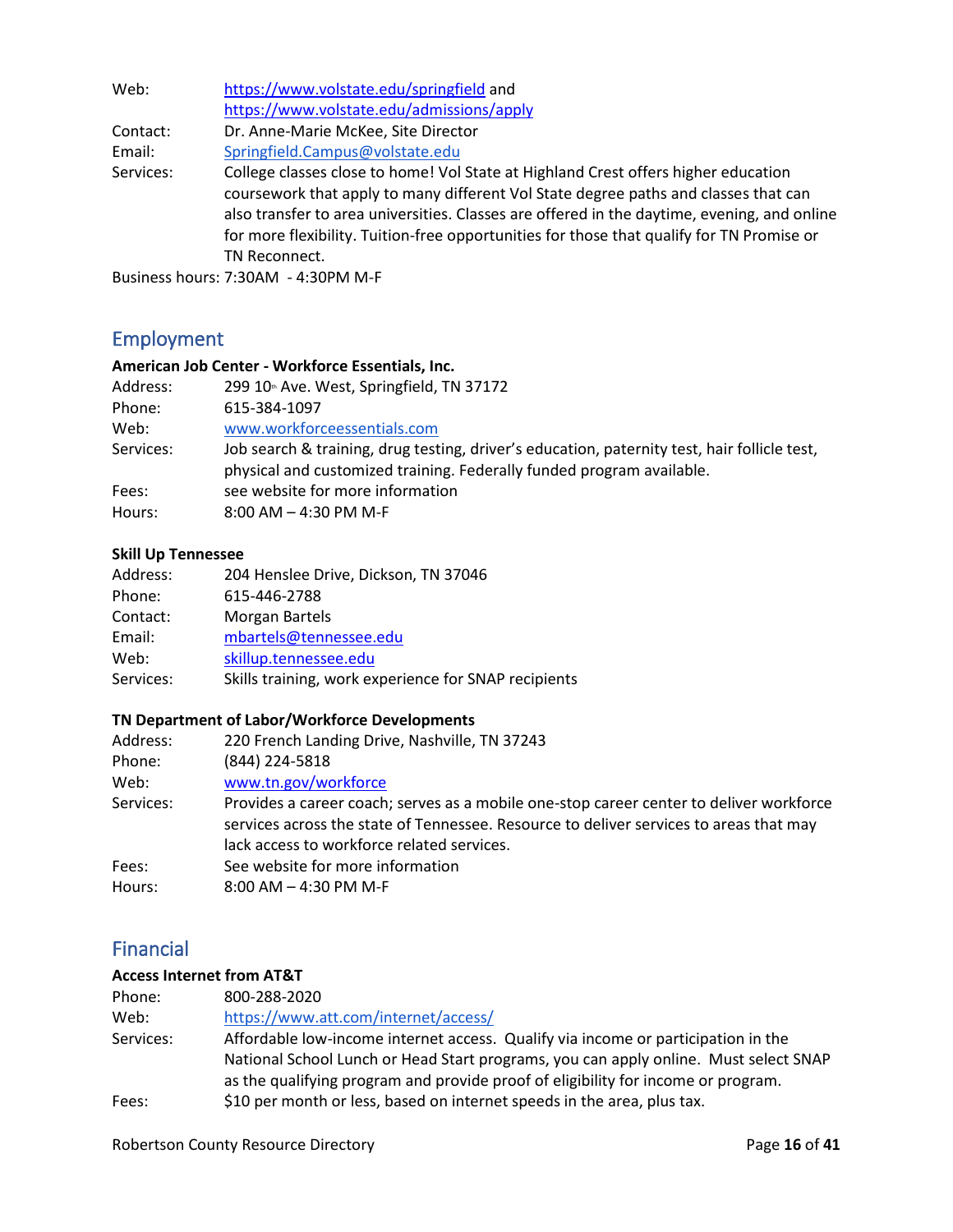Web: https://www.volstate.edu/springfield and https://www.volstate.edu/admissions/apply
Contact: Dr. Anne-Marie McKee, Site Director
Email: Springfield.Campus@volstate.edu
Services: College classes close to home! Vol State at Highland Crest offers higher education coursework that apply to many different Vol State degree paths and classes that can also transfer to area universities. Classes are offered in the daytime, evening, and online for more flexibility. Tuition-free opportunities for those that qualify for TN Promise or TN Reconnect.
Business hours: 7:30AM - 4:30PM M-F

## Employment

**American Job Center - Workforce Essentials, Inc.**
Address: 299 10th Ave. West, Springfield, TN 37172
Phone: 615-384-1097
Web: www.workforceessentials.com
Services: Job search & training, drug testing, driver's education, paternity test, hair follicle test, physical and customized training. Federally funded program available.
Fees: see website for more information
Hours: 8:00 AM – 4:30 PM M-F

**Skill Up Tennessee**
Address: 204 Henslee Drive, Dickson, TN 37046
Phone: 615-446-2788
Contact: Morgan Bartels
Email: mbartels@tennessee.edu
Web: skillup.tennessee.edu
Services: Skills training, work experience for SNAP recipients

**TN Department of Labor/Workforce Developments**
Address: 220 French Landing Drive, Nashville, TN 37243
Phone: (844) 224-5818
Web: www.tn.gov/workforce
Services: Provides a career coach; serves as a mobile one-stop career center to deliver workforce services across the state of Tennessee. Resource to deliver services to areas that may lack access to workforce related services.
Fees: See website for more information
Hours: 8:00 AM – 4:30 PM M-F

## Financial

**Access Internet from AT&T**
Phone: 800-288-2020
Web: https://www.att.com/internet/access/
Services: Affordable low-income internet access. Qualify via income or participation in the National School Lunch or Head Start programs, you can apply online. Must select SNAP as the qualifying program and provide proof of eligibility for income or program.
Fees: $10 per month or less, based on internet speeds in the area, plus tax.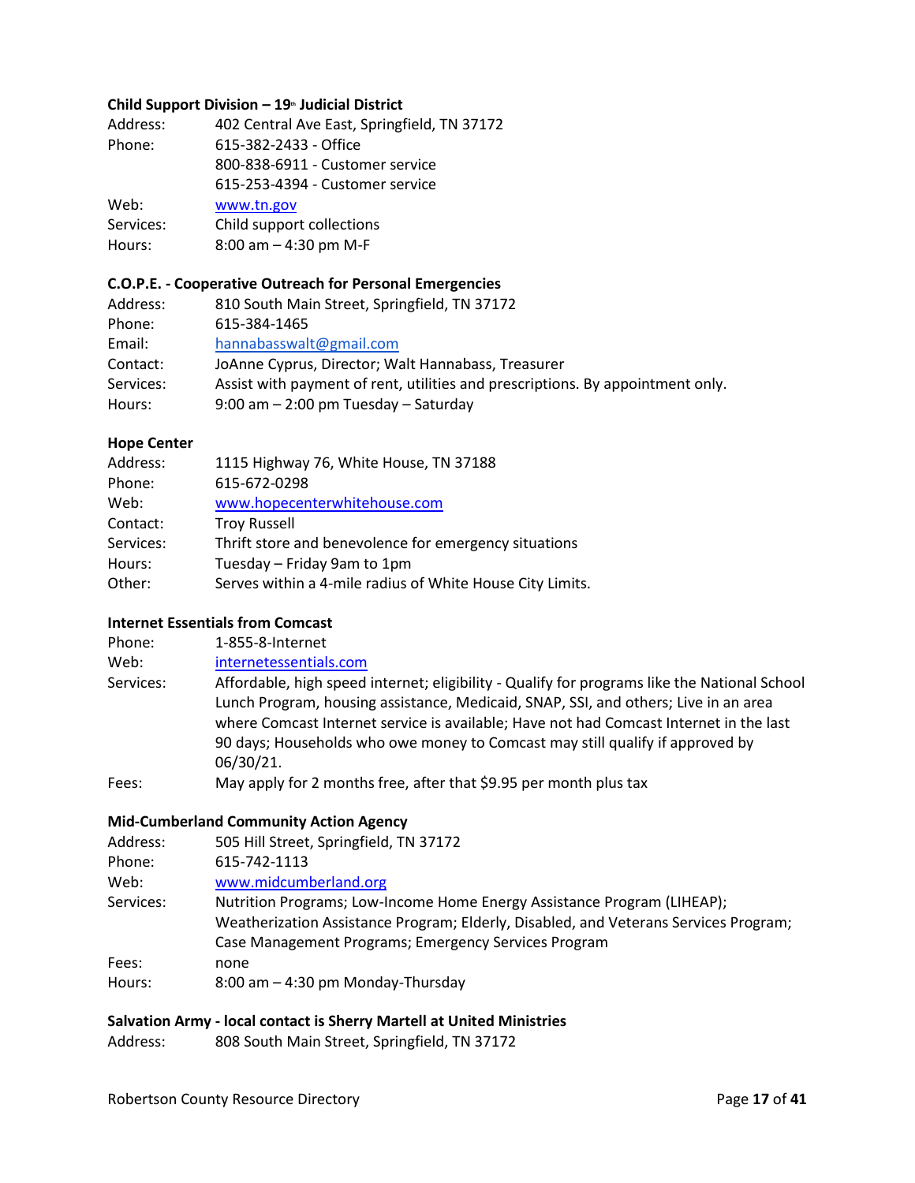**Child Support Division – 19th Judicial District**

Address: 402 Central Ave East, Springfield, TN 37172
Phone: 615-382-2433 - Office
800-838-6911 - Customer service
615-253-4394 - Customer service
Web: www.tn.gov
Services: Child support collections
Hours: 8:00 am – 4:30 pm M-F

**C.O.P.E. - Cooperative Outreach for Personal Emergencies**

Address: 810 South Main Street, Springfield, TN 37172
Phone: 615-384-1465
Email: hannabasswalt@gmail.com
Contact: JoAnne Cyprus, Director; Walt Hannabass, Treasurer
Services: Assist with payment of rent, utilities and prescriptions. By appointment only.
Hours: 9:00 am – 2:00 pm Tuesday – Saturday

**Hope Center**

Address: 1115 Highway 76, White House, TN 37188
Phone: 615-672-0298
Web: www.hopecenterwhitehouse.com
Contact: Troy Russell
Services: Thrift store and benevolence for emergency situations
Hours: Tuesday – Friday 9am to 1pm
Other: Serves within a 4-mile radius of White House City Limits.

**Internet Essentials from Comcast**

Phone: 1-855-8-Internet
Web: internetessentials.com
Services: Affordable, high speed internet; eligibility - Qualify for programs like the National School Lunch Program, housing assistance, Medicaid, SNAP, SSI, and others; Live in an area where Comcast Internet service is available; Have not had Comcast Internet in the last 90 days; Households who owe money to Comcast may still qualify if approved by 06/30/21.
Fees: May apply for 2 months free, after that $9.95 per month plus tax

**Mid-Cumberland Community Action Agency**

Address: 505 Hill Street, Springfield, TN 37172
Phone: 615-742-1113
Web: www.midcumberland.org
Services: Nutrition Programs; Low-Income Home Energy Assistance Program (LIHEAP); Weatherization Assistance Program; Elderly, Disabled, and Veterans Services Program; Case Management Programs; Emergency Services Program
Fees: none
Hours: 8:00 am – 4:30 pm Monday-Thursday

**Salvation Army - local contact is Sherry Martell at United Ministries**

Address: 808 South Main Street, Springfield, TN 37172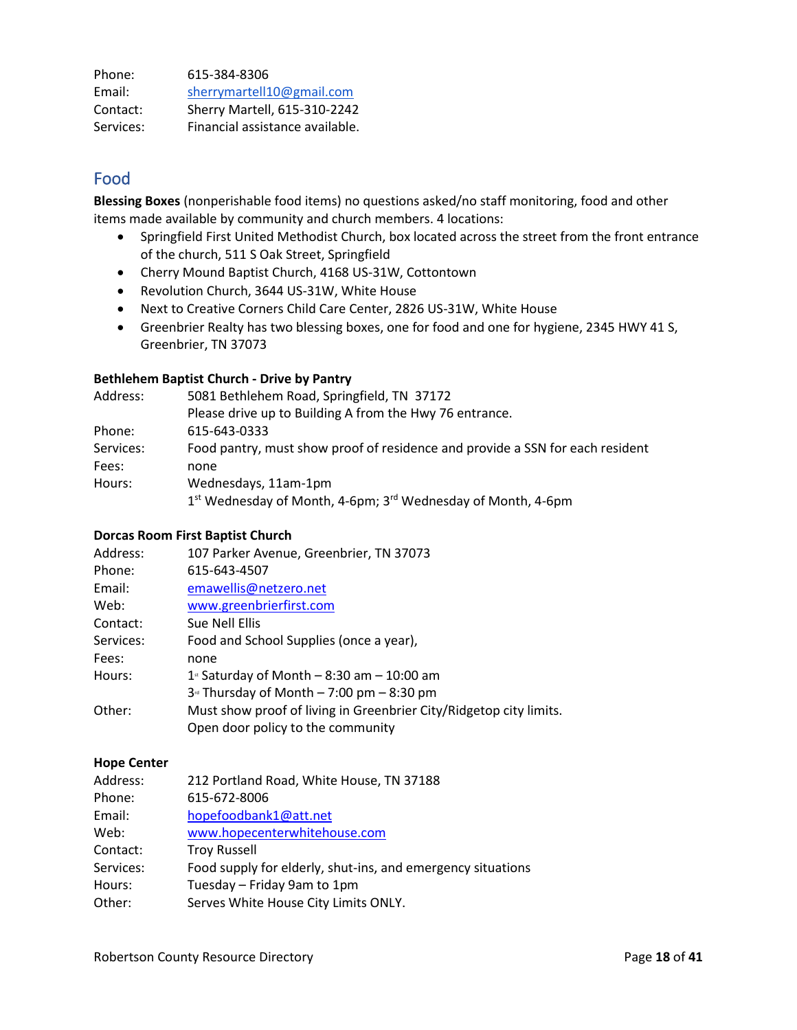| | |
|---|---|
| Phone: | 615-384-8306 |
| Email: | sherrymartell10@gmail.com |
| Contact: | Sherry Martell, 615-310-2242 |
| Services: | Financial assistance available. |

## Food

**Blessing Boxes** (nonperishable food items) no questions asked/no staff monitoring, food and other items made available by community and church members. 4 locations:

- Springfield First United Methodist Church, box located across the street from the front entrance of the church, 511 S Oak Street, Springfield
- Cherry Mound Baptist Church, 4168 US-31W, Cottontown
- Revolution Church, 3644 US-31W, White House
- Next to Creative Corners Child Care Center, 2826 US-31W, White House
- Greenbrier Realty has two blessing boxes, one for food and one for hygiene, 2345 HWY 41 S, Greenbrier, TN 37073

**Bethlehem Baptist Church - Drive by Pantry**

| | |
|---|---|
| Address: | 5081 Bethlehem Road, Springfield, TN 37172<br>Please drive up to Building A from the Hwy 76 entrance. |
| Phone: | 615-643-0333 |
| Services: | Food pantry, must show proof of residence and provide a SSN for each resident |
| Fees: | none |
| Hours: | Wednesdays, 11am-1pm<br>1st Wednesday of Month, 4-6pm; 3rd Wednesday of Month, 4-6pm |

**Dorcas Room First Baptist Church**

| | |
|---|---|
| Address: | 107 Parker Avenue, Greenbrier, TN 37073 |
| Phone: | 615-643-4507 |
| Email: | emawellis@netzero.net |
| Web: | www.greenbrierfirst.com |
| Contact: | Sue Nell Ellis |
| Services: | Food and School Supplies (once a year), |
| Fees: | none |
| Hours: | 1st Saturday of Month – 8:30 am – 10:00 am<br>3rd Thursday of Month – 7:00 pm – 8:30 pm |
| Other: | Must show proof of living in Greenbrier City/Ridgetop city limits.<br>Open door policy to the community |

**Hope Center**

| | |
|---|---|
| Address: | 212 Portland Road, White House, TN 37188 |
| Phone: | 615-672-8006 |
| Email: | hopefoodbank1@att.net |
| Web: | www.hopecenterwhitehouse.com |
| Contact: | Troy Russell |
| Services: | Food supply for elderly, shut-ins, and emergency situations |
| Hours: | Tuesday – Friday 9am to 1pm |
| Other: | Serves White House City Limits ONLY. |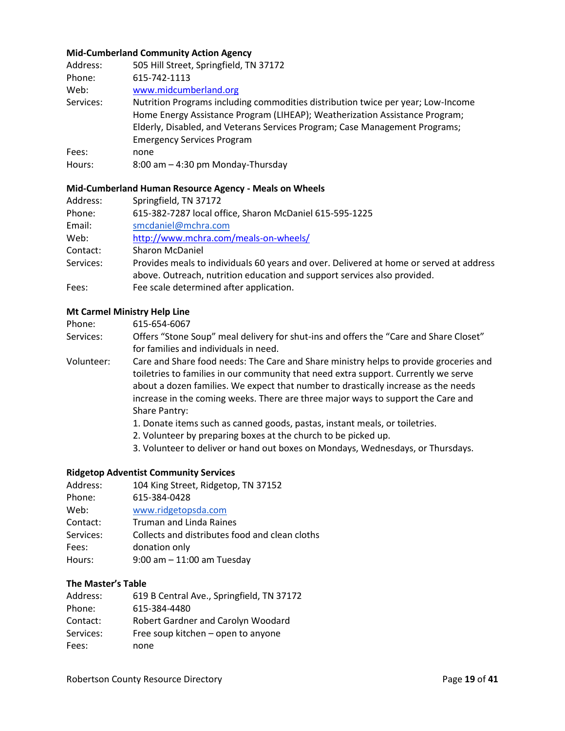**Mid-Cumberland Community Action Agency**

Address: 505 Hill Street, Springfield, TN 37172
Phone: 615-742-1113
Web: www.midcumberland.org
Services: Nutrition Programs including commodities distribution twice per year; Low-Income Home Energy Assistance Program (LIHEAP); Weatherization Assistance Program; Elderly, Disabled, and Veterans Services Program; Case Management Programs; Emergency Services Program
Fees: none
Hours: 8:00 am – 4:30 pm Monday-Thursday

**Mid-Cumberland Human Resource Agency - Meals on Wheels**

Address: Springfield, TN 37172
Phone: 615-382-7287 local office, Sharon McDaniel 615-595-1225
Email: smcdaniel@mchra.com
Web: http://www.mchra.com/meals-on-wheels/
Contact: Sharon McDaniel
Services: Provides meals to individuals 60 years and over. Delivered at home or served at address above. Outreach, nutrition education and support services also provided.
Fees: Fee scale determined after application.

**Mt Carmel Ministry Help Line**

Phone: 615-654-6067
Services: Offers "Stone Soup" meal delivery for shut-ins and offers the "Care and Share Closet" for families and individuals in need.
Volunteer: Care and Share food needs: The Care and Share ministry helps to provide groceries and toiletries to families in our community that need extra support. Currently we serve about a dozen families. We expect that number to drastically increase as the needs increase in the coming weeks. There are three major ways to support the Care and Share Pantry:

1. Donate items such as canned goods, pastas, instant meals, or toiletries.
2. Volunteer by preparing boxes at the church to be picked up.
3. Volunteer to deliver or hand out boxes on Mondays, Wednesdays, or Thursdays.

**Ridgetop Adventist Community Services**

Address: 104 King Street, Ridgetop, TN 37152
Phone: 615-384-0428
Web: www.ridgetopsda.com
Contact: Truman and Linda Raines
Services: Collects and distributes food and clean cloths
Fees: donation only
Hours: 9:00 am – 11:00 am Tuesday

**The Master's Table**

Address: 619 B Central Ave., Springfield, TN 37172
Phone: 615-384-4480
Contact: Robert Gardner and Carolyn Woodard
Services: Free soup kitchen – open to anyone
Fees: none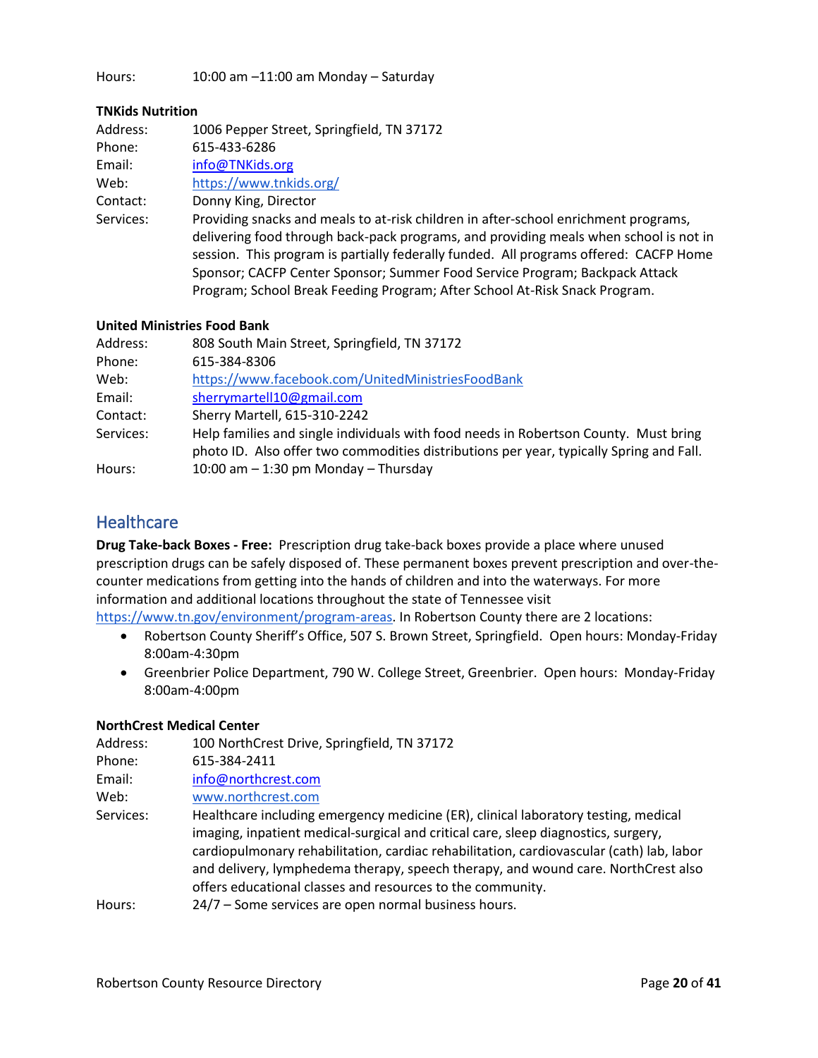Hours: 10:00 am –11:00 am Monday – Saturday

**TNKids Nutrition**

Address: 1006 Pepper Street, Springfield, TN 37172
Phone: 615-433-6286
Email: info@TNKids.org
Web: https://www.tnkids.org/
Contact: Donny King, Director
Services: Providing snacks and meals to at-risk children in after-school enrichment programs, delivering food through back-pack programs, and providing meals when school is not in session. This program is partially federally funded. All programs offered: CACFP Home Sponsor; CACFP Center Sponsor; Summer Food Service Program; Backpack Attack Program; School Break Feeding Program; After School At-Risk Snack Program.

**United Ministries Food Bank**

Address: 808 South Main Street, Springfield, TN 37172
Phone: 615-384-8306
Web: https://www.facebook.com/UnitedMinistriesFoodBank
Email: sherrymartell10@gmail.com
Contact: Sherry Martell, 615-310-2242
Services: Help families and single individuals with food needs in Robertson County. Must bring photo ID. Also offer two commodities distributions per year, typically Spring and Fall.
Hours: 10:00 am – 1:30 pm Monday – Thursday

## Healthcare

**Drug Take-back Boxes - Free:** Prescription drug take-back boxes provide a place where unused prescription drugs can be safely disposed of. These permanent boxes prevent prescription and over-the-counter medications from getting into the hands of children and into the waterways. For more information and additional locations throughout the state of Tennessee visit https://www.tn.gov/environment/program-areas. In Robertson County there are 2 locations:

- Robertson County Sheriff's Office, 507 S. Brown Street, Springfield. Open hours: Monday-Friday 8:00am-4:30pm
- Greenbrier Police Department, 790 W. College Street, Greenbrier. Open hours: Monday-Friday 8:00am-4:00pm

**NorthCrest Medical Center**

Address: 100 NorthCrest Drive, Springfield, TN 37172
Phone: 615-384-2411
Email: info@northcrest.com
Web: www.northcrest.com
Services: Healthcare including emergency medicine (ER), clinical laboratory testing, medical imaging, inpatient medical-surgical and critical care, sleep diagnostics, surgery, cardiopulmonary rehabilitation, cardiac rehabilitation, cardiovascular (cath) lab, labor and delivery, lymphedema therapy, speech therapy, and wound care. NorthCrest also offers educational classes and resources to the community.
Hours: 24/7 – Some services are open normal business hours.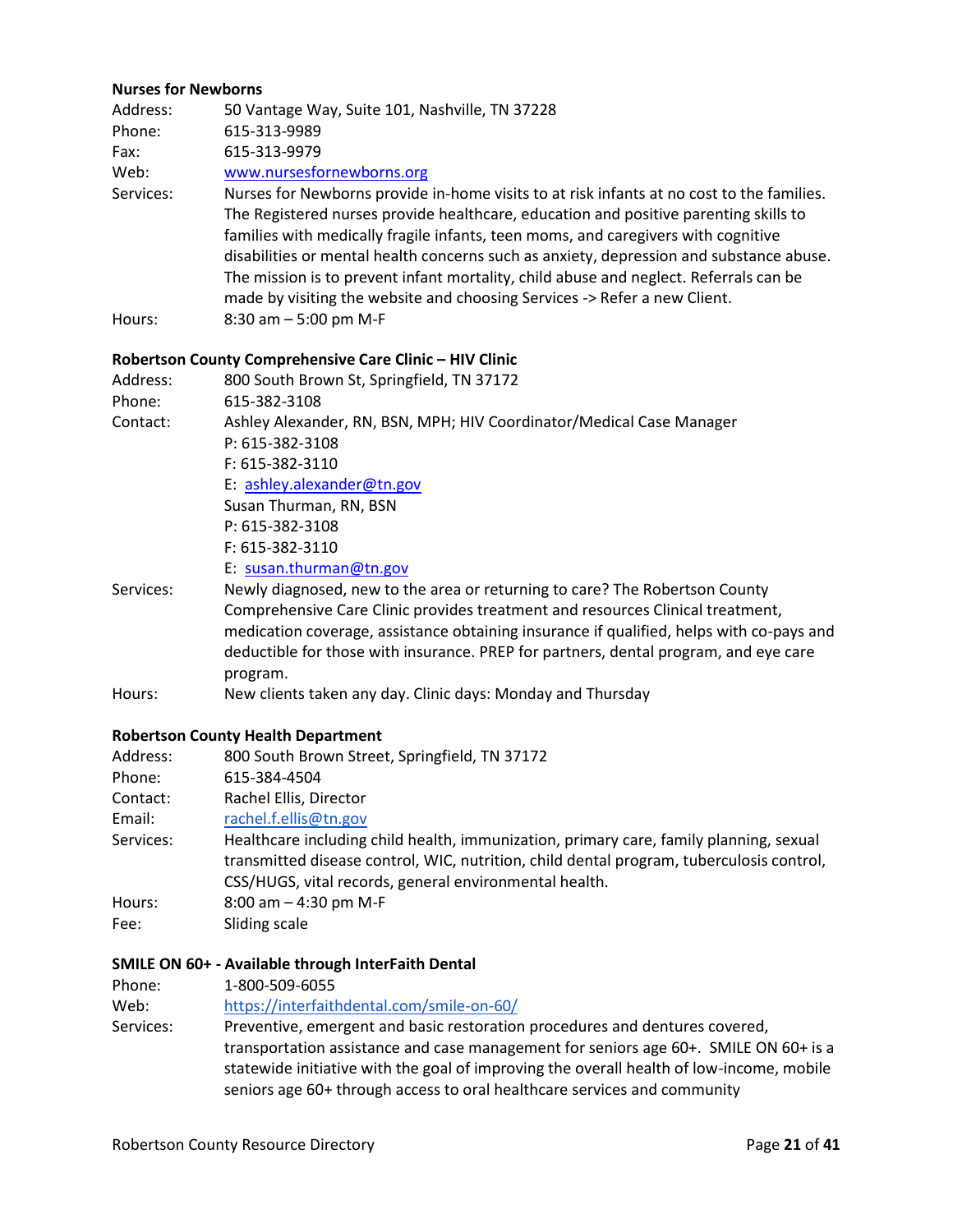**Nurses for Newborns**

Address: 50 Vantage Way, Suite 101, Nashville, TN 37228
Phone: 615-313-9989
Fax: 615-313-9979
Web: www.nursesfornewborns.org
Services: Nurses for Newborns provide in-home visits to at risk infants at no cost to the families. The Registered nurses provide healthcare, education and positive parenting skills to families with medically fragile infants, teen moms, and caregivers with cognitive disabilities or mental health concerns such as anxiety, depression and substance abuse. The mission is to prevent infant mortality, child abuse and neglect. Referrals can be made by visiting the website and choosing Services -> Refer a new Client.
Hours: 8:30 am – 5:00 pm M-F

**Robertson County Comprehensive Care Clinic – HIV Clinic**

Address: 800 South Brown St, Springfield, TN 37172
Phone: 615-382-3108
Contact: Ashley Alexander, RN, BSN, MPH; HIV Coordinator/Medical Case Manager
P: 615-382-3108
F: 615-382-3110
E: ashley.alexander@tn.gov
Susan Thurman, RN, BSN
P: 615-382-3108
F: 615-382-3110
E: susan.thurman@tn.gov
Services: Newly diagnosed, new to the area or returning to care? The Robertson County Comprehensive Care Clinic provides treatment and resources Clinical treatment, medication coverage, assistance obtaining insurance if qualified, helps with co-pays and deductible for those with insurance. PREP for partners, dental program, and eye care program.
Hours: New clients taken any day. Clinic days: Monday and Thursday

**Robertson County Health Department**

Address: 800 South Brown Street, Springfield, TN 37172
Phone: 615-384-4504
Contact: Rachel Ellis, Director
Email: rachel.f.ellis@tn.gov
Services: Healthcare including child health, immunization, primary care, family planning, sexual transmitted disease control, WIC, nutrition, child dental program, tuberculosis control, CSS/HUGS, vital records, general environmental health.
Hours: 8:00 am – 4:30 pm M-F
Fee: Sliding scale

**SMILE ON 60+ - Available through InterFaith Dental**

Phone: 1-800-509-6055
Web: https://interfaithdental.com/smile-on-60/
Services: Preventive, emergent and basic restoration procedures and dentures covered, transportation assistance and case management for seniors age 60+. SMILE ON 60+ is a statewide initiative with the goal of improving the overall health of low-income, mobile seniors age 60+ through access to oral healthcare services and community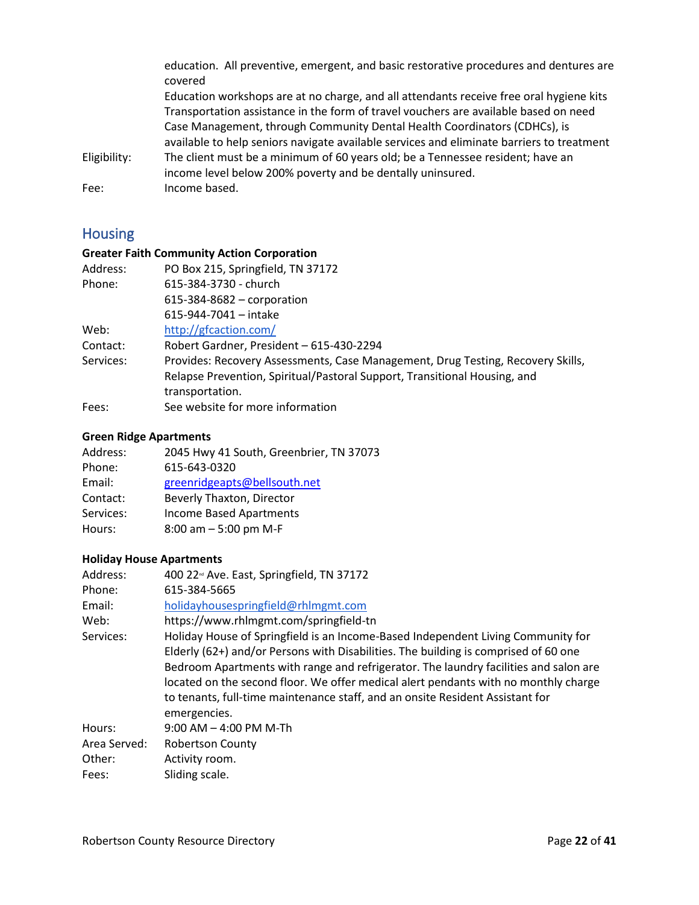education. All preventive, emergent, and basic restorative procedures and dentures are covered
Education workshops are at no charge, and all attendants receive free oral hygiene kits
Transportation assistance in the form of travel vouchers are available based on need
Case Management, through Community Dental Health Coordinators (CDHCs), is available to help seniors navigate available services and eliminate barriers to treatment

Eligibility: The client must be a minimum of 60 years old; be a Tennessee resident; have an income level below 200% poverty and be dentally uninsured.
Fee: Income based.

## Housing

**Greater Faith Community Action Corporation**

Address: PO Box 215, Springfield, TN 37172
Phone: 615-384-3730 - church
615-384-8682 – corporation
615-944-7041 – intake
Web: http://gfcaction.com/
Contact: Robert Gardner, President – 615-430-2294
Services: Provides: Recovery Assessments, Case Management, Drug Testing, Recovery Skills, Relapse Prevention, Spiritual/Pastoral Support, Transitional Housing, and transportation.
Fees: See website for more information

**Green Ridge Apartments**

Address: 2045 Hwy 41 South, Greenbrier, TN 37073
Phone: 615-643-0320
Email: greenridgeapts@bellsouth.net
Contact: Beverly Thaxton, Director
Services: Income Based Apartments
Hours: 8:00 am – 5:00 pm M-F

**Holiday House Apartments**

Address: 400 22nd Ave. East, Springfield, TN 37172
Phone: 615-384-5665
Email: holidayhousespringfield@rhlmgmt.com
Web: https://www.rhlmgmt.com/springfield-tn
Services: Holiday House of Springfield is an Income-Based Independent Living Community for Elderly (62+) and/or Persons with Disabilities. The building is comprised of 60 one Bedroom Apartments with range and refrigerator. The laundry facilities and salon are located on the second floor. We offer medical alert pendants with no monthly charge to tenants, full-time maintenance staff, and an onsite Resident Assistant for emergencies.
Hours: 9:00 AM – 4:00 PM M-Th
Area Served: Robertson County
Other: Activity room.
Fees: Sliding scale.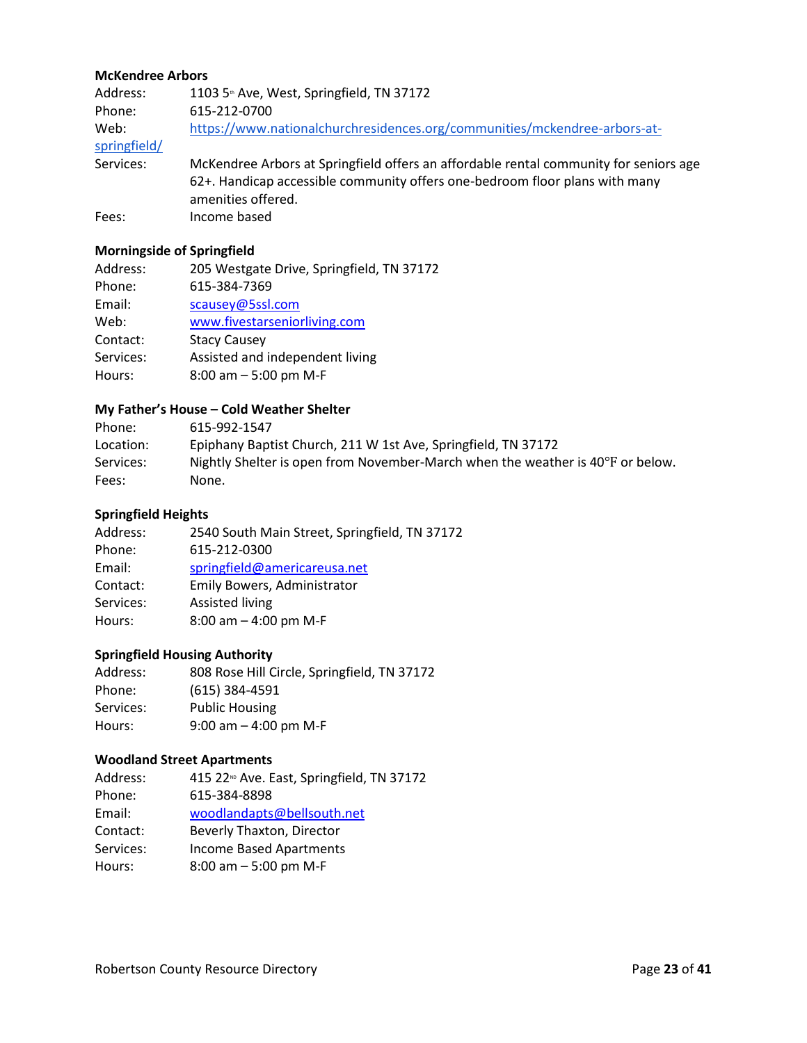**McKendree Arbors**

Address: 1103 5th Ave, West, Springfield, TN 37172
Phone: 615-212-0700
Web: https://www.nationalchurchresidences.org/communities/mckendree-arbors-at-springfield/
Services: McKendree Arbors at Springfield offers an affordable rental community for seniors age 62+. Handicap accessible community offers one-bedroom floor plans with many amenities offered.
Fees: Income based

**Morningside of Springfield**

Address: 205 Westgate Drive, Springfield, TN 37172
Phone: 615-384-7369
Email: scausey@5ssl.com
Web: www.fivestarseniorliving.com
Contact: Stacy Causey
Services: Assisted and independent living
Hours: 8:00 am – 5:00 pm M-F

**My Father's House – Cold Weather Shelter**

Phone: 615-992-1547
Location: Epiphany Baptist Church, 211 W 1st Ave, Springfield, TN 37172
Services: Nightly Shelter is open from November-March when the weather is 40°F or below.
Fees: None.

**Springfield Heights**

Address: 2540 South Main Street, Springfield, TN 37172
Phone: 615-212-0300
Email: springfield@americareusa.net
Contact: Emily Bowers, Administrator
Services: Assisted living
Hours: 8:00 am – 4:00 pm M-F

**Springfield Housing Authority**

Address: 808 Rose Hill Circle, Springfield, TN 37172
Phone: (615) 384-4591
Services: Public Housing
Hours: 9:00 am – 4:00 pm M-F

**Woodland Street Apartments**

Address: 415 22ND Ave. East, Springfield, TN 37172
Phone: 615-384-8898
Email: woodlandapts@bellsouth.net
Contact: Beverly Thaxton, Director
Services: Income Based Apartments
Hours: 8:00 am – 5:00 pm M-F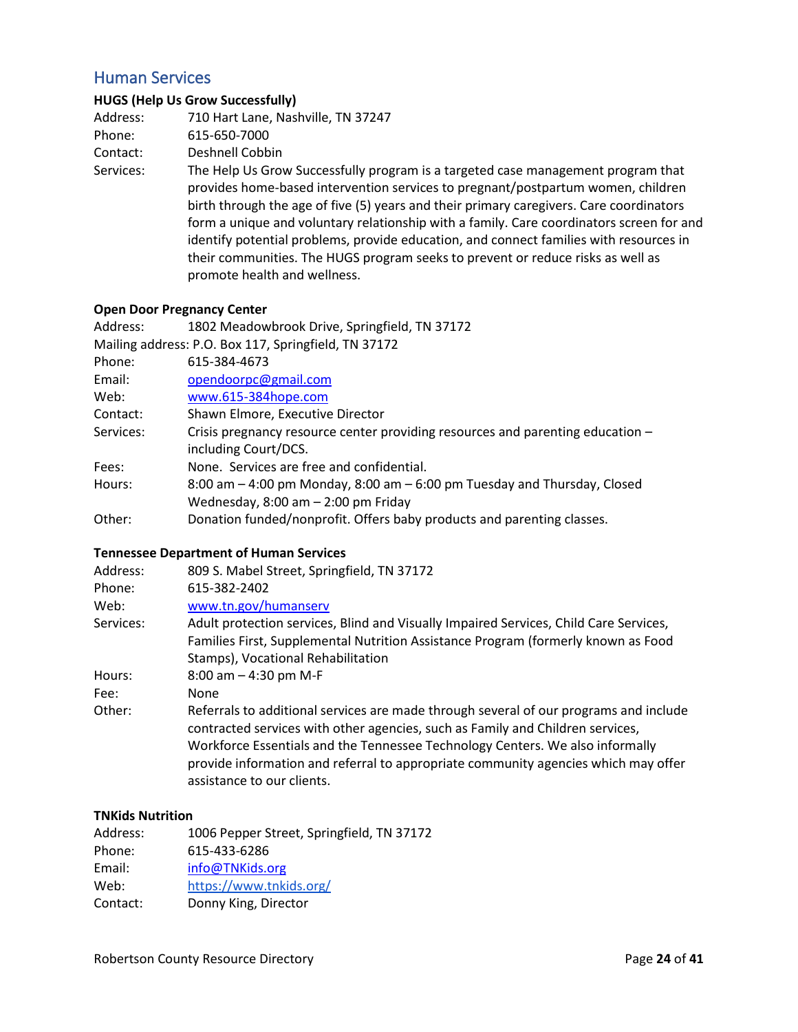## Human Services

**HUGS (Help Us Grow Successfully)**

Address: 710 Hart Lane, Nashville, TN 37247
Phone: 615-650-7000
Contact: Deshnell Cobbin
Services: The Help Us Grow Successfully program is a targeted case management program that provides home-based intervention services to pregnant/postpartum women, children birth through the age of five (5) years and their primary caregivers. Care coordinators form a unique and voluntary relationship with a family. Care coordinators screen for and identify potential problems, provide education, and connect families with resources in their communities. The HUGS program seeks to prevent or reduce risks as well as promote health and wellness.

**Open Door Pregnancy Center**

Address: 1802 Meadowbrook Drive, Springfield, TN 37172
Mailing address: P.O. Box 117, Springfield, TN 37172
Phone: 615-384-4673
Email: opendoorpc@gmail.com
Web: www.615-384hope.com
Contact: Shawn Elmore, Executive Director
Services: Crisis pregnancy resource center providing resources and parenting education – including Court/DCS.
Fees: None. Services are free and confidential.
Hours: 8:00 am – 4:00 pm Monday, 8:00 am – 6:00 pm Tuesday and Thursday, Closed Wednesday, 8:00 am – 2:00 pm Friday
Other: Donation funded/nonprofit. Offers baby products and parenting classes.

**Tennessee Department of Human Services**

Address: 809 S. Mabel Street, Springfield, TN 37172
Phone: 615-382-2402
Web: www.tn.gov/humanserv
Services: Adult protection services, Blind and Visually Impaired Services, Child Care Services, Families First, Supplemental Nutrition Assistance Program (formerly known as Food Stamps), Vocational Rehabilitation
Hours: 8:00 am – 4:30 pm M-F
Fee: None
Other: Referrals to additional services are made through several of our programs and include contracted services with other agencies, such as Family and Children services, Workforce Essentials and the Tennessee Technology Centers. We also informally provide information and referral to appropriate community agencies which may offer assistance to our clients.

**TNKids Nutrition**

Address: 1006 Pepper Street, Springfield, TN 37172
Phone: 615-433-6286
Email: info@TNKids.org
Web: https://www.tnkids.org/
Contact: Donny King, Director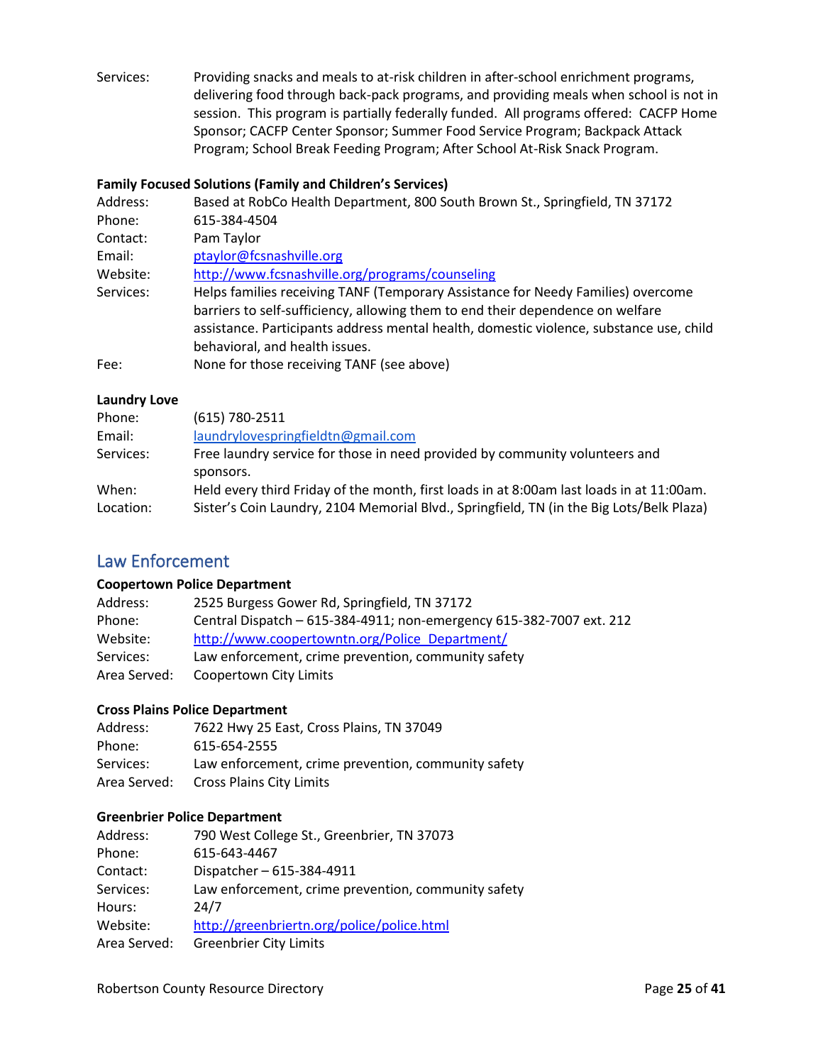Services: Providing snacks and meals to at-risk children in after-school enrichment programs, delivering food through back-pack programs, and providing meals when school is not in session. This program is partially federally funded. All programs offered: CACFP Home Sponsor; CACFP Center Sponsor; Summer Food Service Program; Backpack Attack Program; School Break Feeding Program; After School At-Risk Snack Program.

**Family Focused Solutions (Family and Children's Services)**

Address: Based at RobCo Health Department, 800 South Brown St., Springfield, TN 37172
Phone: 615-384-4504
Contact: Pam Taylor
Email: ptaylor@fcsnashville.org
Website: http://www.fcsnashville.org/programs/counseling
Services: Helps families receiving TANF (Temporary Assistance for Needy Families) overcome barriers to self-sufficiency, allowing them to end their dependence on welfare assistance. Participants address mental health, domestic violence, substance use, child behavioral, and health issues.
Fee: None for those receiving TANF (see above)

**Laundry Love**

Phone: (615) 780-2511
Email: laundrylovespringfieldtn@gmail.com
Services: Free laundry service for those in need provided by community volunteers and sponsors.
When: Held every third Friday of the month, first loads in at 8:00am last loads in at 11:00am.
Location: Sister's Coin Laundry, 2104 Memorial Blvd., Springfield, TN (in the Big Lots/Belk Plaza)

## Law Enforcement

**Coopertown Police Department**

Address: 2525 Burgess Gower Rd, Springfield, TN 37172
Phone: Central Dispatch – 615-384-4911; non-emergency 615-382-7007 ext. 212
Website: http://www.coopertowntn.org/Police_Department/
Services: Law enforcement, crime prevention, community safety
Area Served: Coopertown City Limits

**Cross Plains Police Department**

Address: 7622 Hwy 25 East, Cross Plains, TN 37049
Phone: 615-654-2555
Services: Law enforcement, crime prevention, community safety
Area Served: Cross Plains City Limits

**Greenbrier Police Department**

Address: 790 West College St., Greenbrier, TN 37073
Phone: 615-643-4467
Contact: Dispatcher – 615-384-4911
Services: Law enforcement, crime prevention, community safety
Hours: 24/7
Website: http://greenbriertn.org/police/police.html
Area Served: Greenbrier City Limits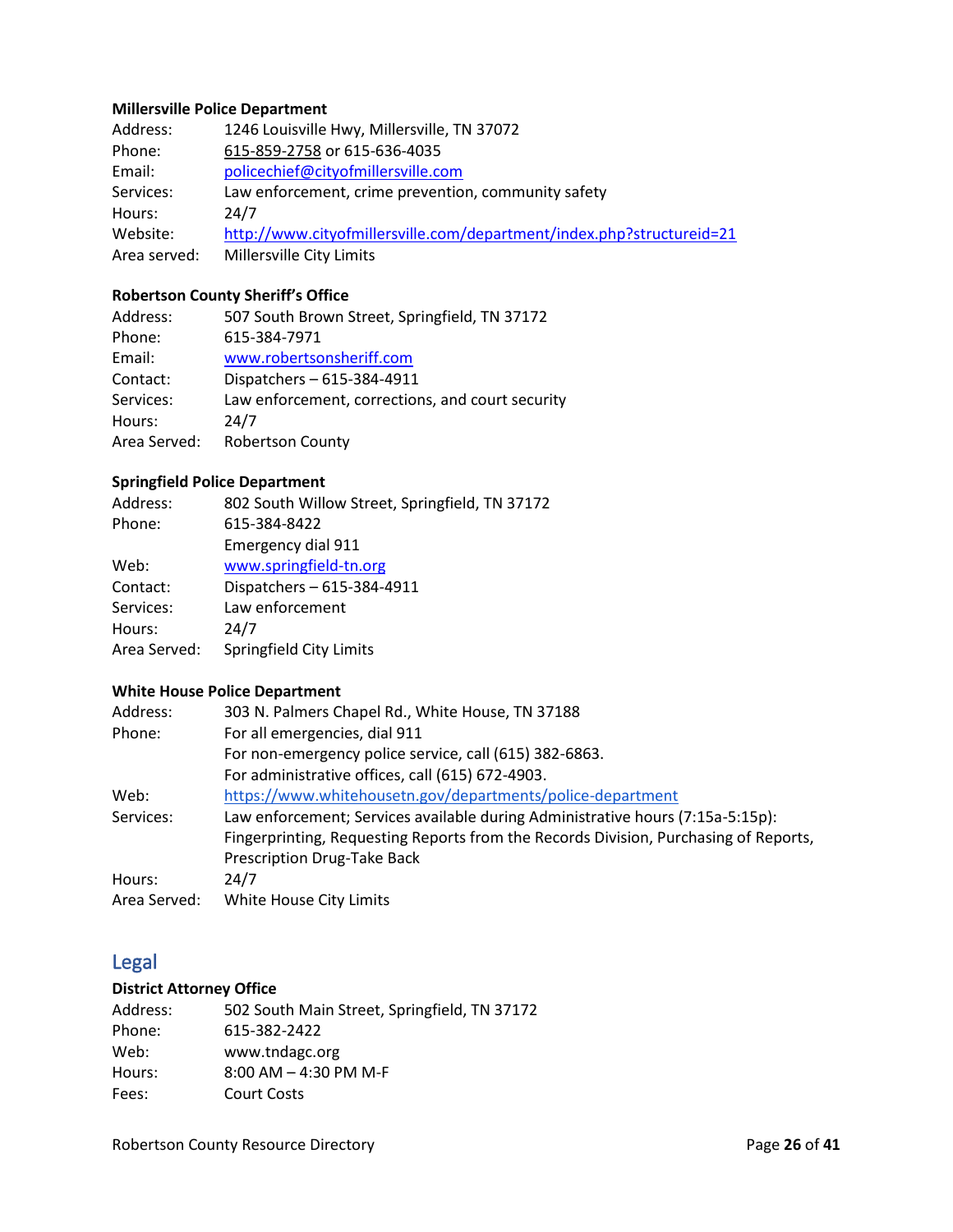**Millersville Police Department**

Address: 1246 Louisville Hwy, Millersville, TN 37072
Phone: 615-859-2758 or 615-636-4035
Email: policechief@cityofmillersville.com
Services: Law enforcement, crime prevention, community safety
Hours: 24/7
Website: http://www.cityofmillersville.com/department/index.php?structureid=21
Area served: Millersville City Limits

**Robertson County Sheriff's Office**

Address: 507 South Brown Street, Springfield, TN 37172
Phone: 615-384-7971
Email: www.robertsonsheriff.com
Contact: Dispatchers – 615-384-4911
Services: Law enforcement, corrections, and court security
Hours: 24/7
Area Served: Robertson County

**Springfield Police Department**

Address: 802 South Willow Street, Springfield, TN 37172
Phone: 615-384-8422
Emergency dial 911
Web: www.springfield-tn.org
Contact: Dispatchers – 615-384-4911
Services: Law enforcement
Hours: 24/7
Area Served: Springfield City Limits

**White House Police Department**

Address: 303 N. Palmers Chapel Rd., White House, TN 37188
Phone: For all emergencies, dial 911
For non-emergency police service, call (615) 382-6863.
For administrative offices, call (615) 672-4903.
Web: https://www.whitehousetn.gov/departments/police-department
Services: Law enforcement; Services available during Administrative hours (7:15a-5:15p): Fingerprinting, Requesting Reports from the Records Division, Purchasing of Reports, Prescription Drug-Take Back
Hours: 24/7
Area Served: White House City Limits

## Legal

**District Attorney Office**

Address: 502 South Main Street, Springfield, TN 37172
Phone: 615-382-2422
Web: www.tndagc.org
Hours: 8:00 AM – 4:30 PM M-F
Fees: Court Costs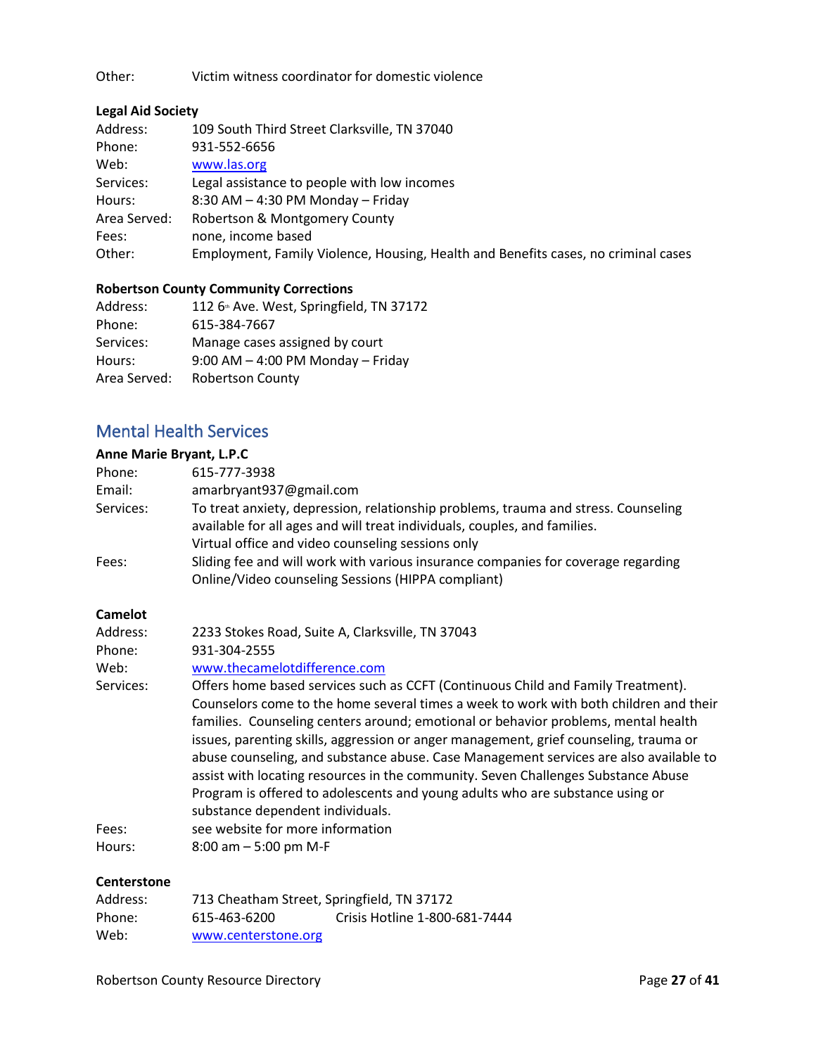Other: Victim witness coordinator for domestic violence

**Legal Aid Society**

| | |
|---|---|
| Address: | 109 South Third Street Clarksville, TN 37040 |
| Phone: | 931-552-6656 |
| Web: | www.las.org |
| Services: | Legal assistance to people with low incomes |
| Hours: | 8:30 AM – 4:30 PM Monday – Friday |
| Area Served: | Robertson & Montgomery County |
| Fees: | none, income based |
| Other: | Employment, Family Violence, Housing, Health and Benefits cases, no criminal cases |

**Robertson County Community Corrections**

| | |
|---|---|
| Address: | 112 6th Ave. West, Springfield, TN 37172 |
| Phone: | 615-384-7667 |
| Services: | Manage cases assigned by court |
| Hours: | 9:00 AM – 4:00 PM Monday – Friday |
| Area Served: | Robertson County |

## Mental Health Services

**Anne Marie Bryant, L.P.C**

| | |
|---|---|
| Phone: | 615-777-3938 |
| Email: | amarbryant937@gmail.com |
| Services: | To treat anxiety, depression, relationship problems, trauma and stress. Counseling available for all ages and will treat individuals, couples, and families. Virtual office and video counseling sessions only |
| Fees: | Sliding fee and will work with various insurance companies for coverage regarding Online/Video counseling Sessions (HIPPA compliant) |

**Camelot**

| | |
|---|---|
| Address: | 2233 Stokes Road, Suite A, Clarksville, TN 37043 |
| Phone: | 931-304-2555 |
| Web: | www.thecamelotdifference.com |
| Services: | Offers home based services such as CCFT (Continuous Child and Family Treatment). Counselors come to the home several times a week to work with both children and their families. Counseling centers around; emotional or behavior problems, mental health issues, parenting skills, aggression or anger management, grief counseling, trauma or abuse counseling, and substance abuse. Case Management services are also available to assist with locating resources in the community. Seven Challenges Substance Abuse Program is offered to adolescents and young adults who are substance using or substance dependent individuals. |
| Fees: | see website for more information |
| Hours: | 8:00 am – 5:00 pm M-F |

**Centerstone**

| | |
|---|---|
| Address: | 713 Cheatham Street, Springfield, TN 37172 |
| Phone: | 615-463-6200 Crisis Hotline 1-800-681-7444 |
| Web: | www.centerstone.org |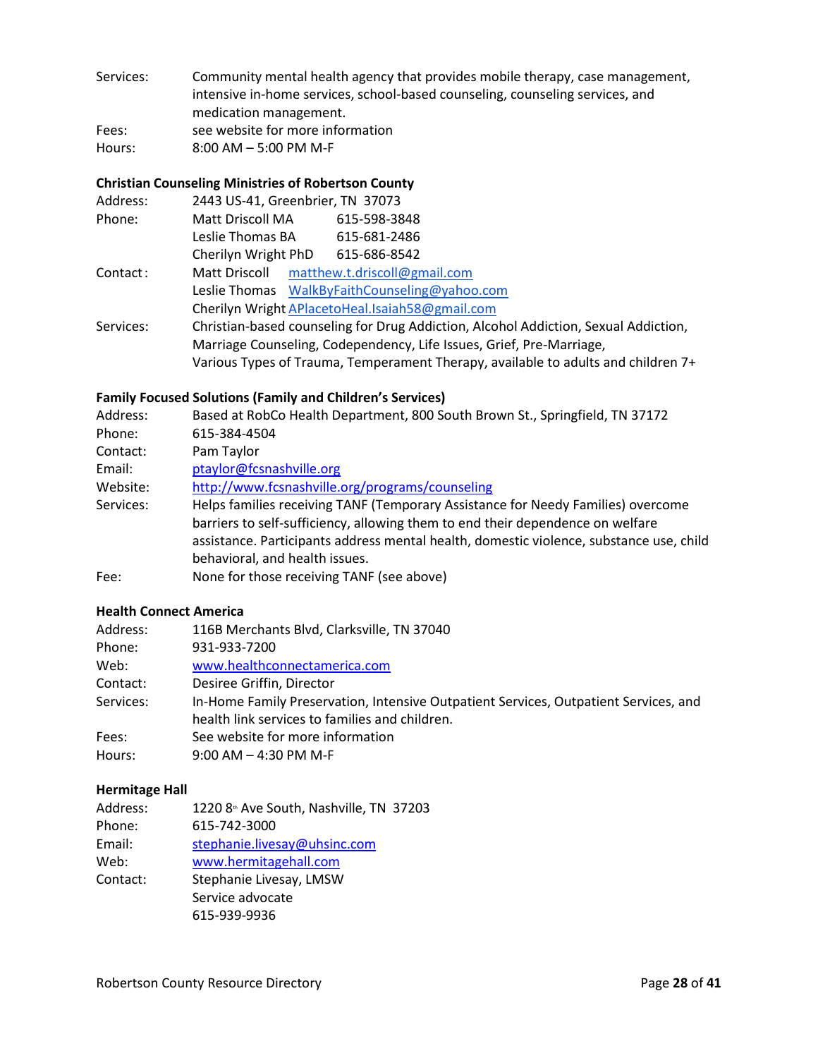Services: Community mental health agency that provides mobile therapy, case management, intensive in-home services, school-based counseling, counseling services, and medication management.
Fees: see website for more information
Hours: 8:00 AM – 5:00 PM M-F

**Christian Counseling Ministries of Robertson County**

Address: 2443 US-41, Greenbrier, TN 37073
Phone: Matt Driscoll MA 615-598-3848
Leslie Thomas BA 615-681-2486
Cherilyn Wright PhD 615-686-8542
Contact: Matt Driscoll matthew.t.driscoll@gmail.com
Leslie Thomas WalkByFaithCounseling@yahoo.com
Cherilyn Wright APlacetoHeal.Isaiah58@gmail.com
Services: Christian-based counseling for Drug Addiction, Alcohol Addiction, Sexual Addiction, Marriage Counseling, Codependency, Life Issues, Grief, Pre-Marriage, Various Types of Trauma, Temperament Therapy, available to adults and children 7+

**Family Focused Solutions (Family and Children's Services)**

Address: Based at RobCo Health Department, 800 South Brown St., Springfield, TN 37172
Phone: 615-384-4504
Contact: Pam Taylor
Email: ptaylor@fcsnashville.org
Website: http://www.fcsnashville.org/programs/counseling
Services: Helps families receiving TANF (Temporary Assistance for Needy Families) overcome barriers to self-sufficiency, allowing them to end their dependence on welfare assistance. Participants address mental health, domestic violence, substance use, child behavioral, and health issues.
Fee: None for those receiving TANF (see above)

**Health Connect America**

Address: 116B Merchants Blvd, Clarksville, TN 37040
Phone: 931-933-7200
Web: www.healthconnectamerica.com
Contact: Desiree Griffin, Director
Services: In-Home Family Preservation, Intensive Outpatient Services, Outpatient Services, and health link services to families and children.
Fees: See website for more information
Hours: 9:00 AM – 4:30 PM M-F

**Hermitage Hall**

Address: 1220 8th Ave South, Nashville, TN 37203
Phone: 615-742-3000
Email: stephanie.livesay@uhsinc.com
Web: www.hermitagehall.com
Contact: Stephanie Livesay, LMSW
Service advocate
615-939-9936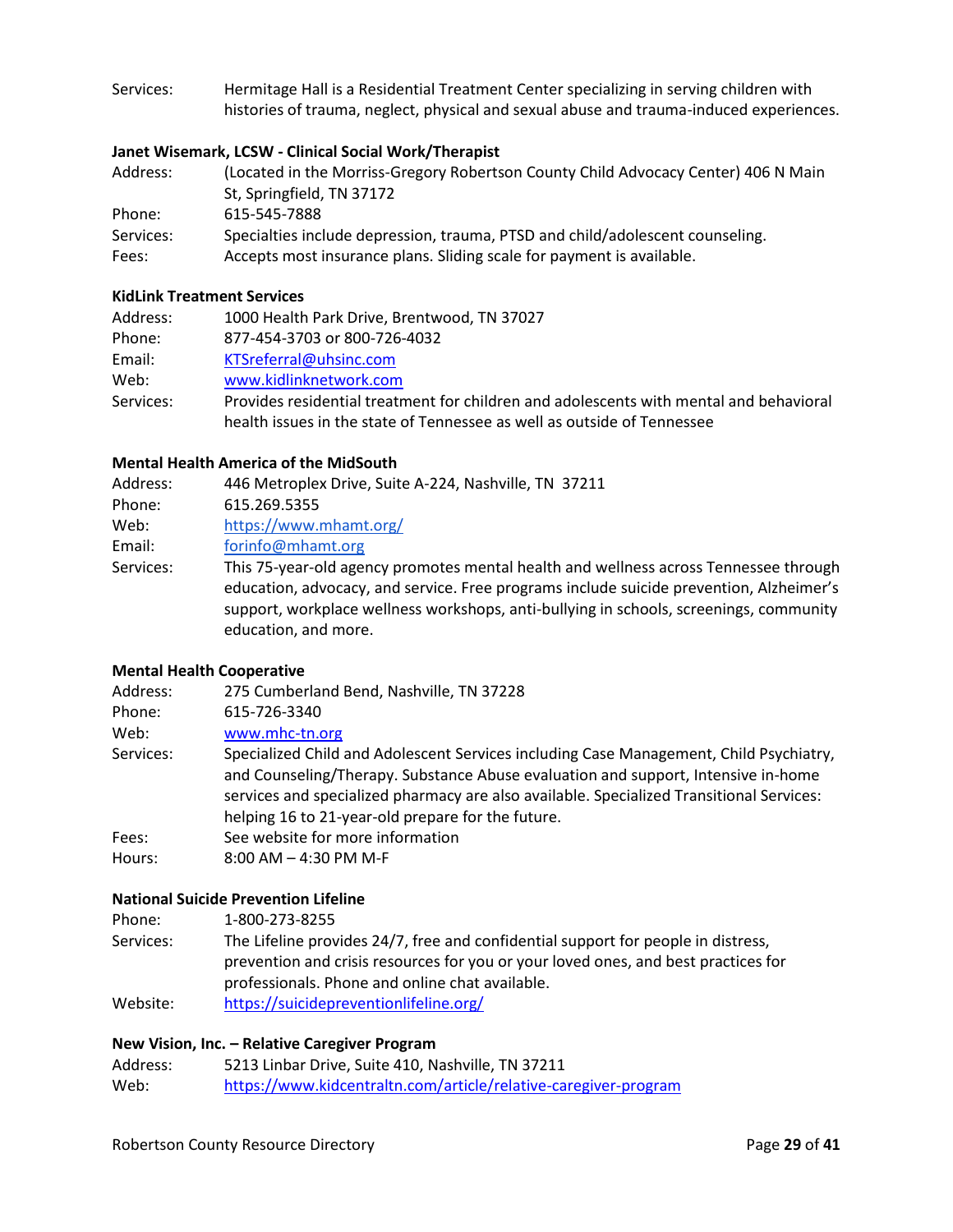Services: Hermitage Hall is a Residential Treatment Center specializing in serving children with histories of trauma, neglect, physical and sexual abuse and trauma-induced experiences.

**Janet Wisemark, LCSW - Clinical Social Work/Therapist**

Address: (Located in the Morriss-Gregory Robertson County Child Advocacy Center) 406 N Main St, Springfield, TN 37172

Phone: 615-545-7888

Services: Specialties include depression, trauma, PTSD and child/adolescent counseling.

Fees: Accepts most insurance plans. Sliding scale for payment is available.

**KidLink Treatment Services**

Address: 1000 Health Park Drive, Brentwood, TN 37027

Phone: 877-454-3703 or 800-726-4032

Email: KTSreferral@uhsinc.com

Web: www.kidlinknetwork.com

Services: Provides residential treatment for children and adolescents with mental and behavioral health issues in the state of Tennessee as well as outside of Tennessee

**Mental Health America of the MidSouth**

Address: 446 Metroplex Drive, Suite A-224, Nashville, TN 37211

Phone: 615.269.5355

Web: https://www.mhamt.org/

Email: forinfo@mhamt.org

Services: This 75-year-old agency promotes mental health and wellness across Tennessee through education, advocacy, and service. Free programs include suicide prevention, Alzheimer's support, workplace wellness workshops, anti-bullying in schools, screenings, community education, and more.

**Mental Health Cooperative**

Address: 275 Cumberland Bend, Nashville, TN 37228

Phone: 615-726-3340

Web: www.mhc-tn.org

Services: Specialized Child and Adolescent Services including Case Management, Child Psychiatry, and Counseling/Therapy. Substance Abuse evaluation and support, Intensive in-home services and specialized pharmacy are also available. Specialized Transitional Services: helping 16 to 21-year-old prepare for the future.

Fees: See website for more information

Hours: 8:00 AM – 4:30 PM M-F

**National Suicide Prevention Lifeline**

Phone: 1-800-273-8255

Services: The Lifeline provides 24/7, free and confidential support for people in distress, prevention and crisis resources for you or your loved ones, and best practices for professionals. Phone and online chat available.

Website: https://suicidepreventionlifeline.org/

**New Vision, Inc. – Relative Caregiver Program**

Address: 5213 Linbar Drive, Suite 410, Nashville, TN 37211

Web: https://www.kidcentraltn.com/article/relative-caregiver-program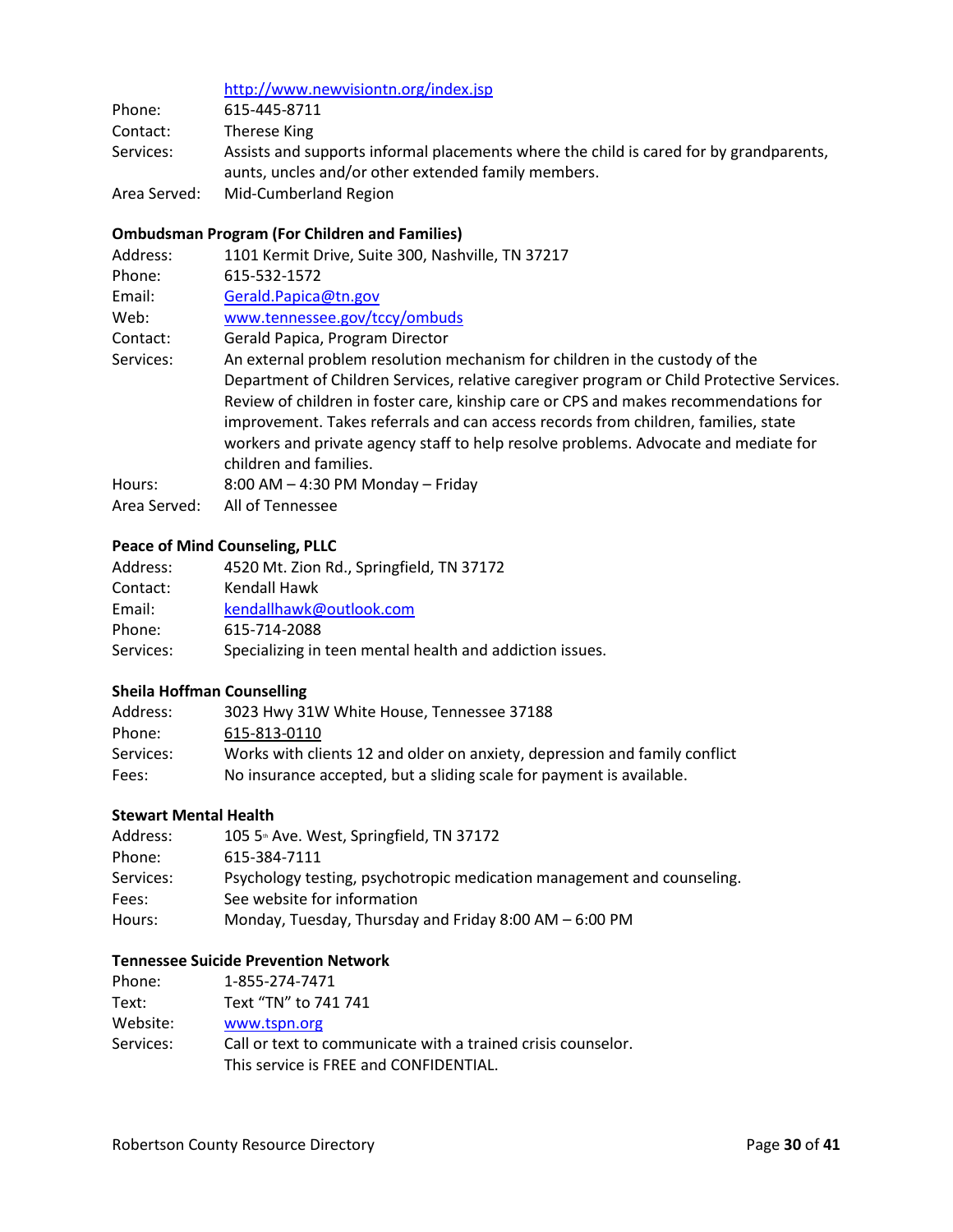http://www.newvisiontn.org/index.jsp

Phone: 615-445-8711
Contact: Therese King
Services: Assists and supports informal placements where the child is cared for by grandparents, aunts, uncles and/or other extended family members.
Area Served: Mid-Cumberland Region

**Ombudsman Program (For Children and Families)**

Address: 1101 Kermit Drive, Suite 300, Nashville, TN 37217
Phone: 615-532-1572
Email: Gerald.Papica@tn.gov
Web: www.tennessee.gov/tccy/ombuds
Contact: Gerald Papica, Program Director
Services: An external problem resolution mechanism for children in the custody of the Department of Children Services, relative caregiver program or Child Protective Services. Review of children in foster care, kinship care or CPS and makes recommendations for improvement. Takes referrals and can access records from children, families, state workers and private agency staff to help resolve problems. Advocate and mediate for children and families.
Hours: 8:00 AM – 4:30 PM Monday – Friday
Area Served: All of Tennessee

**Peace of Mind Counseling, PLLC**

Address: 4520 Mt. Zion Rd., Springfield, TN 37172
Contact: Kendall Hawk
Email: kendallhawk@outlook.com
Phone: 615-714-2088
Services: Specializing in teen mental health and addiction issues.

**Sheila Hoffman Counselling**

Address: 3023 Hwy 31W White House, Tennessee 37188
Phone: 615-813-0110
Services: Works with clients 12 and older on anxiety, depression and family conflict
Fees: No insurance accepted, but a sliding scale for payment is available.

**Stewart Mental Health**

Address: 105 5th Ave. West, Springfield, TN 37172
Phone: 615-384-7111
Services: Psychology testing, psychotropic medication management and counseling.
Fees: See website for information
Hours: Monday, Tuesday, Thursday and Friday 8:00 AM – 6:00 PM

**Tennessee Suicide Prevention Network**

Phone: 1-855-274-7471
Text: Text "TN" to 741 741
Website: www.tspn.org
Services: Call or text to communicate with a trained crisis counselor. This service is FREE and CONFIDENTIAL.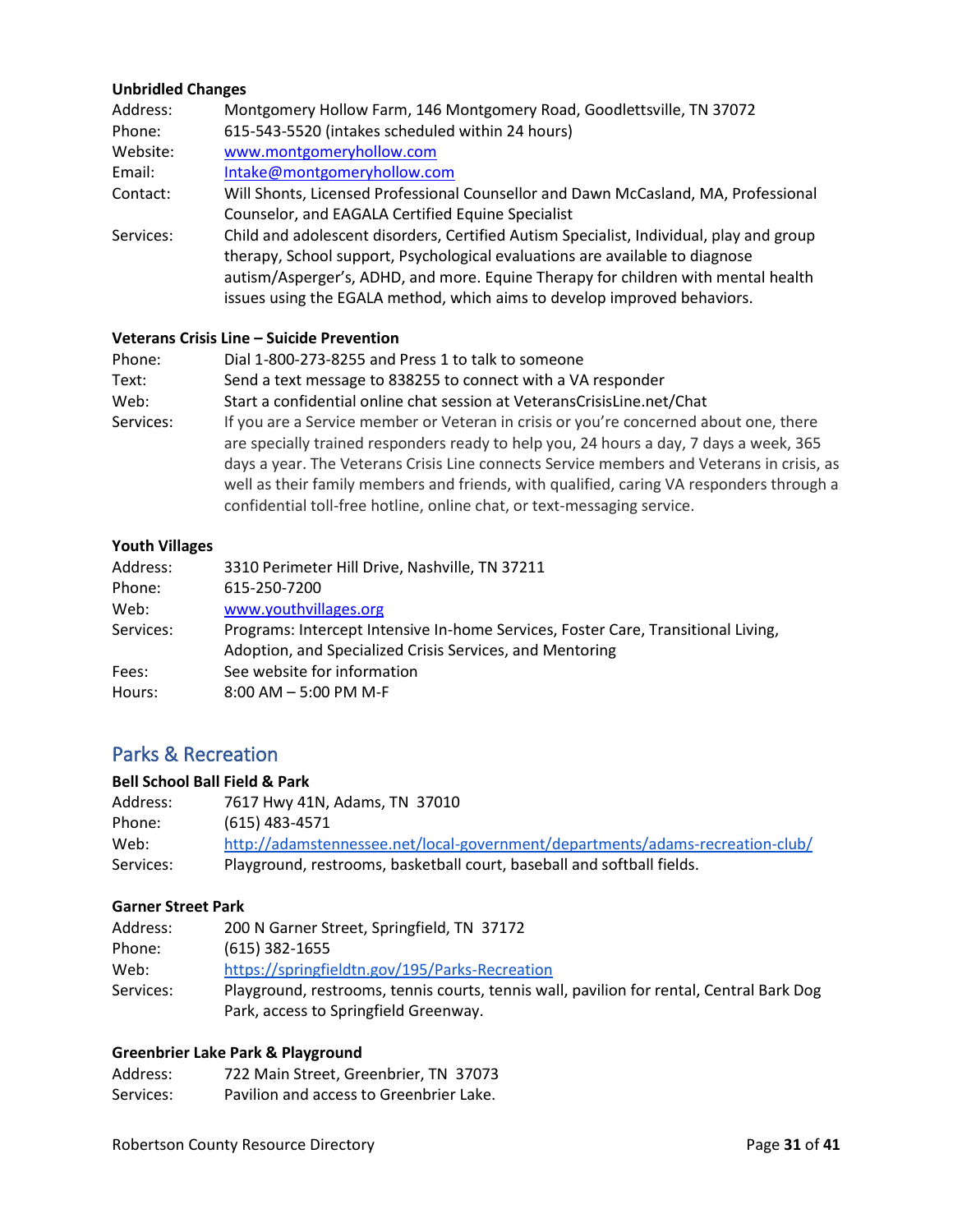**Unbridled Changes**

Address: Montgomery Hollow Farm, 146 Montgomery Road, Goodlettsville, TN 37072
Phone: 615-543-5520 (intakes scheduled within 24 hours)
Website: [www.montgomeryhollow.com](http://www.montgomeryhollow.com)
Email: [Intake@montgomeryhollow.com](mailto:Intake@montgomeryhollow.com)
Contact: Will Shonts, Licensed Professional Counsellor and Dawn McCasland, MA, Professional Counselor, and EAGALA Certified Equine Specialist
Services: Child and adolescent disorders, Certified Autism Specialist, Individual, play and group therapy, School support, Psychological evaluations are available to diagnose autism/Asperger's, ADHD, and more. Equine Therapy for children with mental health issues using the EGALA method, which aims to develop improved behaviors.

**Veterans Crisis Line – Suicide Prevention**

Phone: Dial 1-800-273-8255 and Press 1 to talk to someone
Text: Send a text message to 838255 to connect with a VA responder
Web: Start a confidential online chat session at VeteransCrisisLine.net/Chat
Services: If you are a Service member or Veteran in crisis or you're concerned about one, there are specially trained responders ready to help you, 24 hours a day, 7 days a week, 365 days a year. The Veterans Crisis Line connects Service members and Veterans in crisis, as well as their family members and friends, with qualified, caring VA responders through a confidential toll-free hotline, online chat, or text-messaging service.

**Youth Villages**

Address: 3310 Perimeter Hill Drive, Nashville, TN 37211
Phone: 615-250-7200
Web: [www.youthvillages.org](http://www.youthvillages.org)
Services: Programs: Intercept Intensive In-home Services, Foster Care, Transitional Living, Adoption, and Specialized Crisis Services, and Mentoring
Fees: See website for information
Hours: 8:00 AM – 5:00 PM M-F

## Parks & Recreation

**Bell School Ball Field & Park**

Address: 7617 Hwy 41N, Adams, TN 37010
Phone: (615) 483-4571
Web: [http://adamstennessee.net/local-government/departments/adams-recreation-club/](http://adamstennessee.net/local-government/departments/adams-recreation-club/)
Services: Playground, restrooms, basketball court, baseball and softball fields.

**Garner Street Park**

Address: 200 N Garner Street, Springfield, TN 37172
Phone: (615) 382-1655
Web: [https://springfieldtn.gov/195/Parks-Recreation](https://springfieldtn.gov/195/Parks-Recreation)
Services: Playground, restrooms, tennis courts, tennis wall, pavilion for rental, Central Bark Dog Park, access to Springfield Greenway.

**Greenbrier Lake Park & Playground**

Address: 722 Main Street, Greenbrier, TN 37073
Services: Pavilion and access to Greenbrier Lake.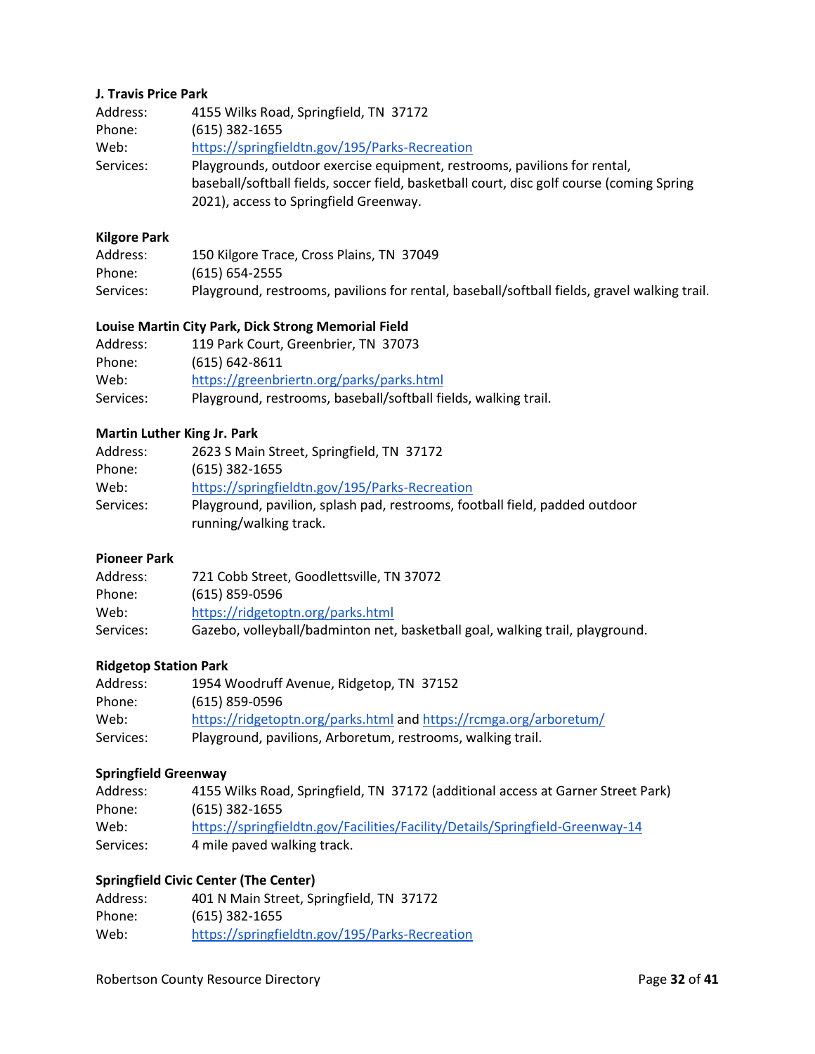**J. Travis Price Park**

Address: 4155 Wilks Road, Springfield, TN 37172
Phone: (615) 382-1655
Web: https://springfieldtn.gov/195/Parks-Recreation
Services: Playgrounds, outdoor exercise equipment, restrooms, pavilions for rental, baseball/softball fields, soccer field, basketball court, disc golf course (coming Spring 2021), access to Springfield Greenway.

**Kilgore Park**

Address: 150 Kilgore Trace, Cross Plains, TN 37049
Phone: (615) 654-2555
Services: Playground, restrooms, pavilions for rental, baseball/softball fields, gravel walking trail.

**Louise Martin City Park, Dick Strong Memorial Field**

Address: 119 Park Court, Greenbrier, TN 37073
Phone: (615) 642-8611
Web: https://greenbriertn.org/parks/parks.html
Services: Playground, restrooms, baseball/softball fields, walking trail.

**Martin Luther King Jr. Park**

Address: 2623 S Main Street, Springfield, TN 37172
Phone: (615) 382-1655
Web: https://springfieldtn.gov/195/Parks-Recreation
Services: Playground, pavilion, splash pad, restrooms, football field, padded outdoor running/walking track.

**Pioneer Park**

Address: 721 Cobb Street, Goodlettsville, TN 37072
Phone: (615) 859-0596
Web: https://ridgetoptn.org/parks.html
Services: Gazebo, volleyball/badminton net, basketball goal, walking trail, playground.

**Ridgetop Station Park**

Address: 1954 Woodruff Avenue, Ridgetop, TN 37152
Phone: (615) 859-0596
Web: https://ridgetoptn.org/parks.html and https://rcmga.org/arboretum/
Services: Playground, pavilions, Arboretum, restrooms, walking trail.

**Springfield Greenway**

Address: 4155 Wilks Road, Springfield, TN 37172 (additional access at Garner Street Park)
Phone: (615) 382-1655
Web: https://springfieldtn.gov/Facilities/Facility/Details/Springfield-Greenway-14
Services: 4 mile paved walking track.

**Springfield Civic Center (The Center)**

Address: 401 N Main Street, Springfield, TN 37172
Phone: (615) 382-1655
Web: https://springfieldtn.gov/195/Parks-Recreation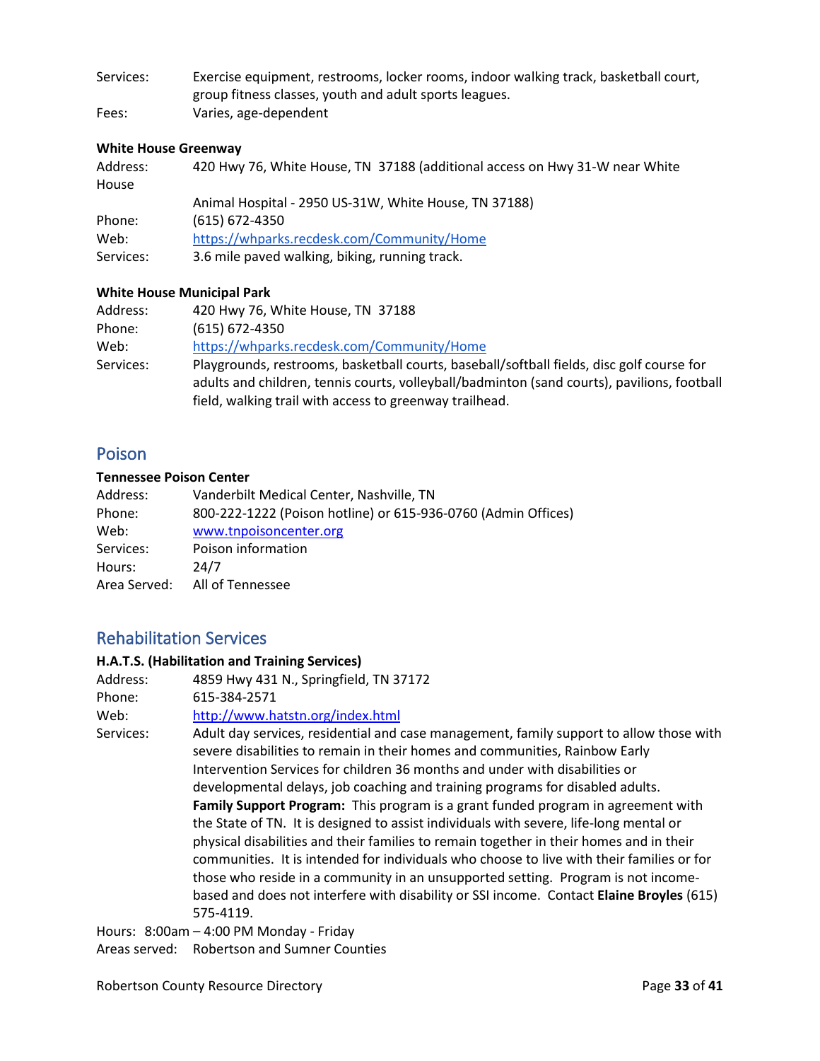Services: Exercise equipment, restrooms, locker rooms, indoor walking track, basketball court, group fitness classes, youth and adult sports leagues.
Fees: Varies, age-dependent

**White House Greenway**

Address: 420 Hwy 76, White House, TN 37188 (additional access on Hwy 31-W near White House Animal Hospital - 2950 US-31W, White House, TN 37188)
Phone: (615) 672-4350
Web: https://whparks.recdesk.com/Community/Home
Services: 3.6 mile paved walking, biking, running track.

**White House Municipal Park**

Address: 420 Hwy 76, White House, TN 37188
Phone: (615) 672-4350
Web: https://whparks.recdesk.com/Community/Home
Services: Playgrounds, restrooms, basketball courts, baseball/softball fields, disc golf course for adults and children, tennis courts, volleyball/badminton (sand courts), pavilions, football field, walking trail with access to greenway trailhead.

## Poison

**Tennessee Poison Center**

Address: Vanderbilt Medical Center, Nashville, TN
Phone: 800-222-1222 (Poison hotline) or 615-936-0760 (Admin Offices)
Web: www.tnpoisoncenter.org
Services: Poison information
Hours: 24/7
Area Served: All of Tennessee

## Rehabilitation Services

**H.A.T.S. (Habilitation and Training Services)**

Address: 4859 Hwy 431 N., Springfield, TN 37172
Phone: 615-384-2571
Web: http://www.hatstn.org/index.html
Services: Adult day services, residential and case management, family support to allow those with severe disabilities to remain in their homes and communities, Rainbow Early Intervention Services for children 36 months and under with disabilities or developmental delays, job coaching and training programs for disabled adults.
**Family Support Program:** This program is a grant funded program in agreement with the State of TN. It is designed to assist individuals with severe, life-long mental or physical disabilities and their families to remain together in their homes and in their communities. It is intended for individuals who choose to live with their families or for those who reside in a community in an unsupported setting. Program is not income-based and does not interfere with disability or SSI income. Contact **Elaine Broyles** (615) 575-4119.
Hours: 8:00am – 4:00 PM Monday - Friday
Areas served: Robertson and Sumner Counties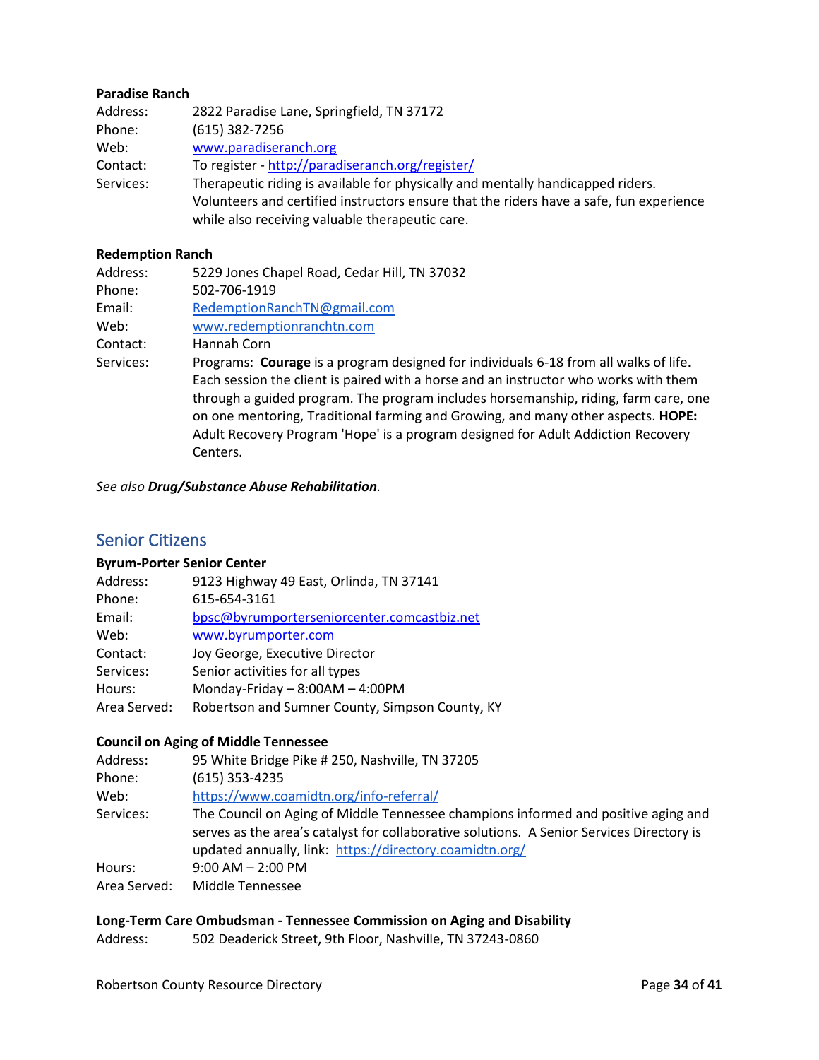**Paradise Ranch**

Address: 2822 Paradise Lane, Springfield, TN 37172
Phone: (615) 382-7256
Web: www.paradiseranch.org
Contact: To register - http://paradiseranch.org/register/
Services: Therapeutic riding is available for physically and mentally handicapped riders. Volunteers and certified instructors ensure that the riders have a safe, fun experience while also receiving valuable therapeutic care.

**Redemption Ranch**

Address: 5229 Jones Chapel Road, Cedar Hill, TN 37032
Phone: 502-706-1919
Email: RedemptionRanchTN@gmail.com
Web: www.redemptionranchtn.com
Contact: Hannah Corn
Services: Programs: **Courage** is a program designed for individuals 6-18 from all walks of life. Each session the client is paired with a horse and an instructor who works with them through a guided program. The program includes horsemanship, riding, farm care, one on one mentoring, Traditional farming and Growing, and many other aspects. **HOPE:** Adult Recovery Program 'Hope' is a program designed for Adult Addiction Recovery Centers.

*See also **Drug/Substance Abuse Rehabilitation**.*

## Senior Citizens

**Byrum-Porter Senior Center**

Address: 9123 Highway 49 East, Orlinda, TN 37141
Phone: 615-654-3161
Email: bpsc@byrumporterseniorcenter.comcastbiz.net
Web: www.byrumporter.com
Contact: Joy George, Executive Director
Services: Senior activities for all types
Hours: Monday-Friday – 8:00AM – 4:00PM
Area Served: Robertson and Sumner County, Simpson County, KY

**Council on Aging of Middle Tennessee**

Address: 95 White Bridge Pike # 250, Nashville, TN 37205
Phone: (615) 353-4235
Web: https://www.coamidtn.org/info-referral/
Services: The Council on Aging of Middle Tennessee champions informed and positive aging and serves as the area's catalyst for collaborative solutions. A Senior Services Directory is updated annually, link: https://directory.coamidtn.org/
Hours: 9:00 AM – 2:00 PM
Area Served: Middle Tennessee

**Long-Term Care Ombudsman - Tennessee Commission on Aging and Disability**

Address: 502 Deaderick Street, 9th Floor, Nashville, TN 37243-0860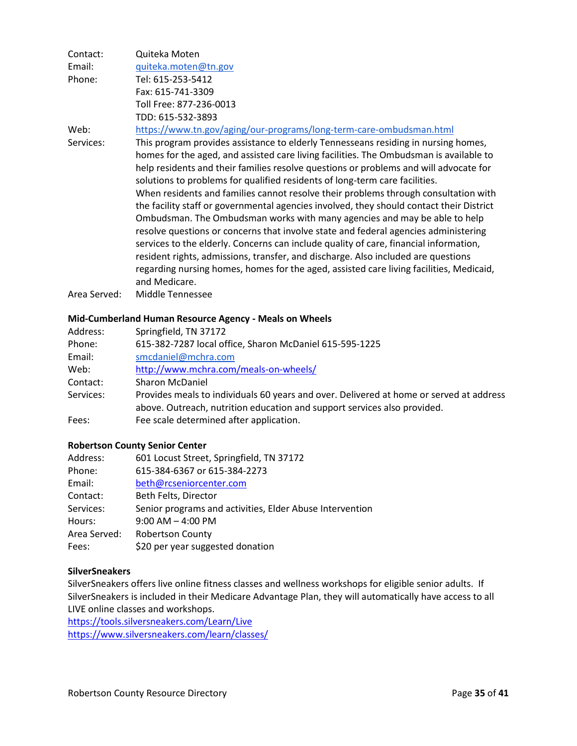Contact: Quiteka Moten
Email: quiteka.moten@tn.gov
Phone: Tel: 615-253-5412
Fax: 615-741-3309
Toll Free: 877-236-0013
TDD: 615-532-3893
Web: https://www.tn.gov/aging/our-programs/long-term-care-ombudsman.html
Services: This program provides assistance to elderly Tennesseans residing in nursing homes, homes for the aged, and assisted care living facilities. The Ombudsman is available to help residents and their families resolve questions or problems and will advocate for solutions to problems for qualified residents of long-term care facilities.
When residents and families cannot resolve their problems through consultation with the facility staff or governmental agencies involved, they should contact their District Ombudsman. The Ombudsman works with many agencies and may be able to help resolve questions or concerns that involve state and federal agencies administering services to the elderly. Concerns can include quality of care, financial information, resident rights, admissions, transfer, and discharge. Also included are questions regarding nursing homes, homes for the aged, assisted care living facilities, Medicaid, and Medicare.
Area Served: Middle Tennessee

**Mid-Cumberland Human Resource Agency - Meals on Wheels**

Address: Springfield, TN 37172
Phone: 615-382-7287 local office, Sharon McDaniel 615-595-1225
Email: smcdaniel@mchra.com
Web: http://www.mchra.com/meals-on-wheels/
Contact: Sharon McDaniel
Services: Provides meals to individuals 60 years and over. Delivered at home or served at address above. Outreach, nutrition education and support services also provided.
Fees: Fee scale determined after application.

**Robertson County Senior Center**

Address: 601 Locust Street, Springfield, TN 37172
Phone: 615-384-6367 or 615-384-2273
Email: beth@rcseniorcenter.com
Contact: Beth Felts, Director
Services: Senior programs and activities, Elder Abuse Intervention
Hours: 9:00 AM – 4:00 PM
Area Served: Robertson County
Fees: $20 per year suggested donation

**SilverSneakers**

SilverSneakers offers live online fitness classes and wellness workshops for eligible senior adults. If SilverSneakers is included in their Medicare Advantage Plan, they will automatically have access to all LIVE online classes and workshops.
https://tools.silversneakers.com/Learn/Live
https://www.silversneakers.com/learn/classes/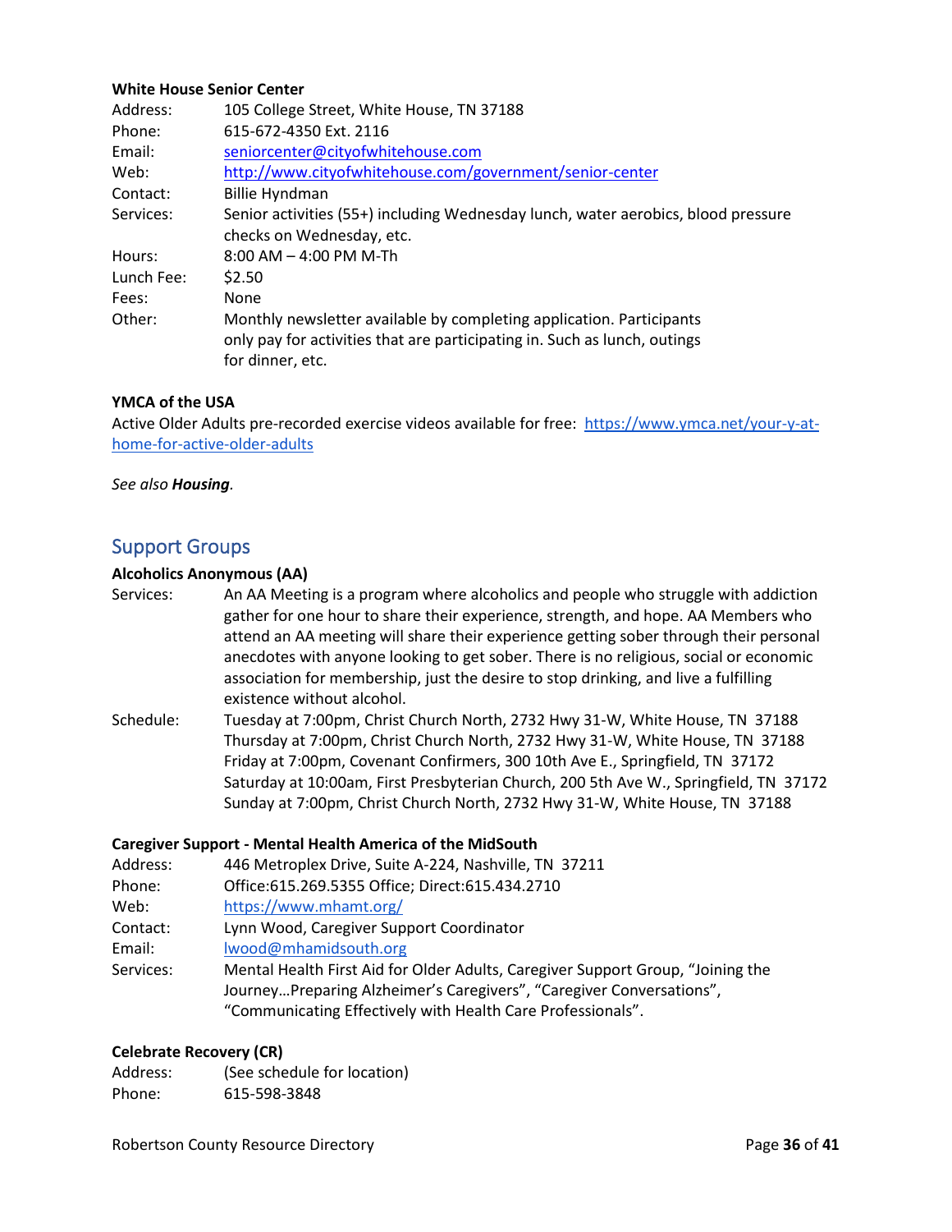**White House Senior Center**

| | |
|---|---|
| Address: | 105 College Street, White House, TN 37188 |
| Phone: | 615-672-4350 Ext. 2116 |
| Email: | seniorcenter@cityofwhitehouse.com |
| Web: | http://www.cityofwhitehouse.com/government/senior-center |
| Contact: | Billie Hyndman |
| Services: | Senior activities (55+) including Wednesday lunch, water aerobics, blood pressure checks on Wednesday, etc. |
| Hours: | 8:00 AM – 4:00 PM M-Th |
| Lunch Fee: | $2.50 |
| Fees: | None |
| Other: | Monthly newsletter available by completing application. Participants only pay for activities that are participating in. Such as lunch, outings for dinner, etc. |

**YMCA of the USA**

Active Older Adults pre-recorded exercise videos available for free: https://www.ymca.net/your-y-at-home-for-active-older-adults

*See also **Housing**.*

## Support Groups

**Alcoholics Anonymous (AA)**

| | |
|---|---|
| Services: | An AA Meeting is a program where alcoholics and people who struggle with addiction gather for one hour to share their experience, strength, and hope. AA Members who attend an AA meeting will share their experience getting sober through their personal anecdotes with anyone looking to get sober. There is no religious, social or economic association for membership, just the desire to stop drinking, and live a fulfilling existence without alcohol. |
| Schedule: | Tuesday at 7:00pm, Christ Church North, 2732 Hwy 31-W, White House, TN 37188<br>Thursday at 7:00pm, Christ Church North, 2732 Hwy 31-W, White House, TN 37188<br>Friday at 7:00pm, Covenant Confirmers, 300 10th Ave E., Springfield, TN 37172<br>Saturday at 10:00am, First Presbyterian Church, 200 5th Ave W., Springfield, TN 37172<br>Sunday at 7:00pm, Christ Church North, 2732 Hwy 31-W, White House, TN 37188 |

**Caregiver Support - Mental Health America of the MidSouth**

| | |
|---|---|
| Address: | 446 Metroplex Drive, Suite A-224, Nashville, TN 37211 |
| Phone: | Office:615.269.5355 Office; Direct:615.434.2710 |
| Web: | https://www.mhamt.org/ |
| Contact: | Lynn Wood, Caregiver Support Coordinator |
| Email: | lwood@mhamidsouth.org |
| Services: | Mental Health First Aid for Older Adults, Caregiver Support Group, "Joining the Journey…Preparing Alzheimer's Caregivers", "Caregiver Conversations", "Communicating Effectively with Health Care Professionals". |

**Celebrate Recovery (CR)**

| | |
|---|---|
| Address: | (See schedule for location) |
| Phone: | 615-598-3848 |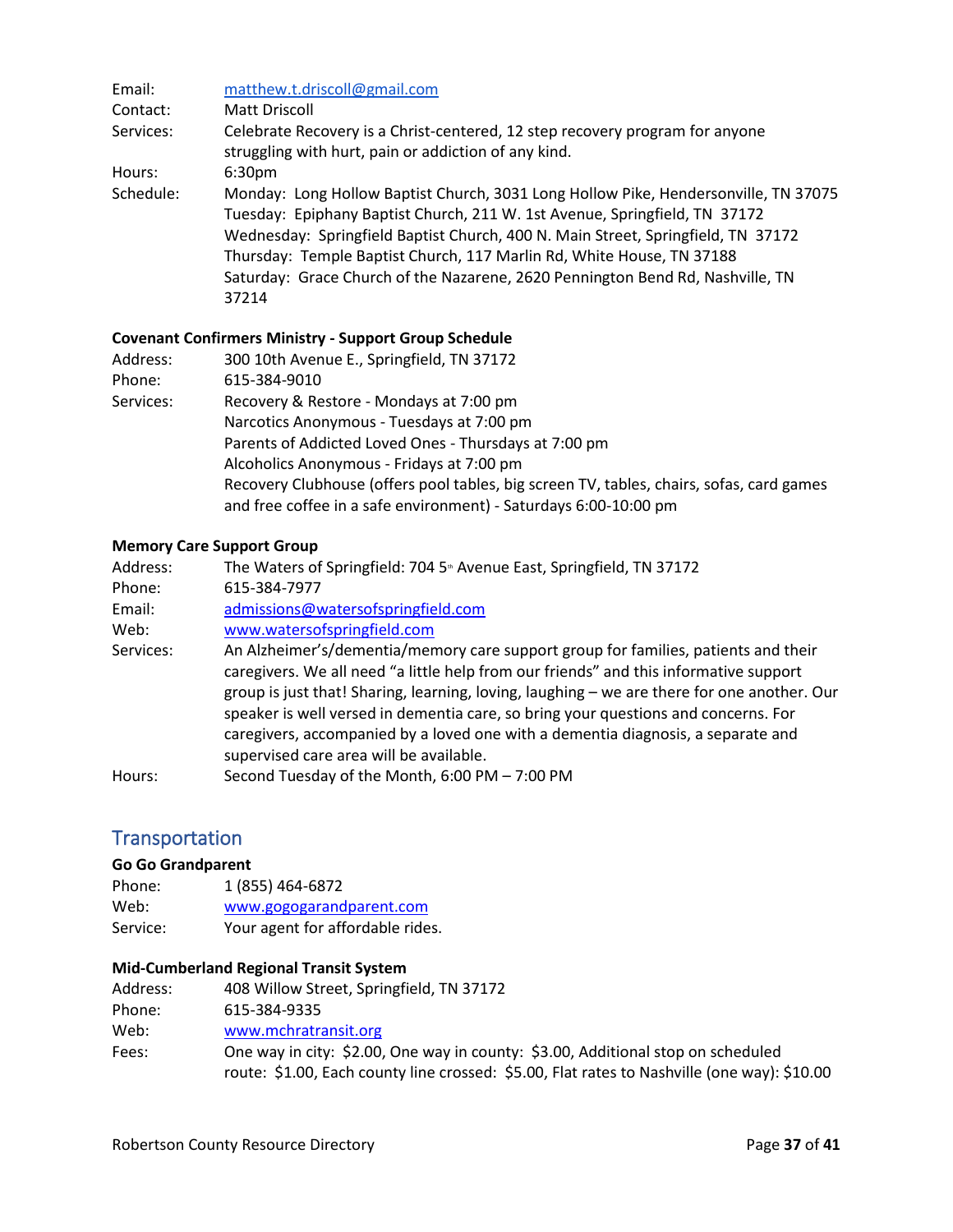Email: matthew.t.driscoll@gmail.com
Contact: Matt Driscoll
Services: Celebrate Recovery is a Christ-centered, 12 step recovery program for anyone struggling with hurt, pain or addiction of any kind.
Hours: 6:30pm
Schedule: Monday: Long Hollow Baptist Church, 3031 Long Hollow Pike, Hendersonville, TN 37075
Tuesday: Epiphany Baptist Church, 211 W. 1st Avenue, Springfield, TN 37172
Wednesday: Springfield Baptist Church, 400 N. Main Street, Springfield, TN 37172
Thursday: Temple Baptist Church, 117 Marlin Rd, White House, TN 37188
Saturday: Grace Church of the Nazarene, 2620 Pennington Bend Rd, Nashville, TN 37214

**Covenant Confirmers Ministry - Support Group Schedule**

Address: 300 10th Avenue E., Springfield, TN 37172
Phone: 615-384-9010
Services: Recovery & Restore - Mondays at 7:00 pm
Narcotics Anonymous - Tuesdays at 7:00 pm
Parents of Addicted Loved Ones - Thursdays at 7:00 pm
Alcoholics Anonymous - Fridays at 7:00 pm
Recovery Clubhouse (offers pool tables, big screen TV, tables, chairs, sofas, card games and free coffee in a safe environment) - Saturdays 6:00-10:00 pm

**Memory Care Support Group**

Address: The Waters of Springfield: 704 5th Avenue East, Springfield, TN 37172
Phone: 615-384-7977
Email: admissions@watersofspringfield.com
Web: www.watersofspringfield.com
Services: An Alzheimer's/dementia/memory care support group for families, patients and their caregivers. We all need "a little help from our friends" and this informative support group is just that! Sharing, learning, loving, laughing – we are there for one another. Our speaker is well versed in dementia care, so bring your questions and concerns. For caregivers, accompanied by a loved one with a dementia diagnosis, a separate and supervised care area will be available.
Hours: Second Tuesday of the Month, 6:00 PM – 7:00 PM

## Transportation

**Go Go Grandparent**

Phone: 1 (855) 464-6872
Web: www.gogogarandparent.com
Service: Your agent for affordable rides.

**Mid-Cumberland Regional Transit System**

Address: 408 Willow Street, Springfield, TN 37172
Phone: 615-384-9335
Web: www.mchratransit.org
Fees: One way in city: $2.00, One way in county: $3.00, Additional stop on scheduled route: $1.00, Each county line crossed: $5.00, Flat rates to Nashville (one way): $10.00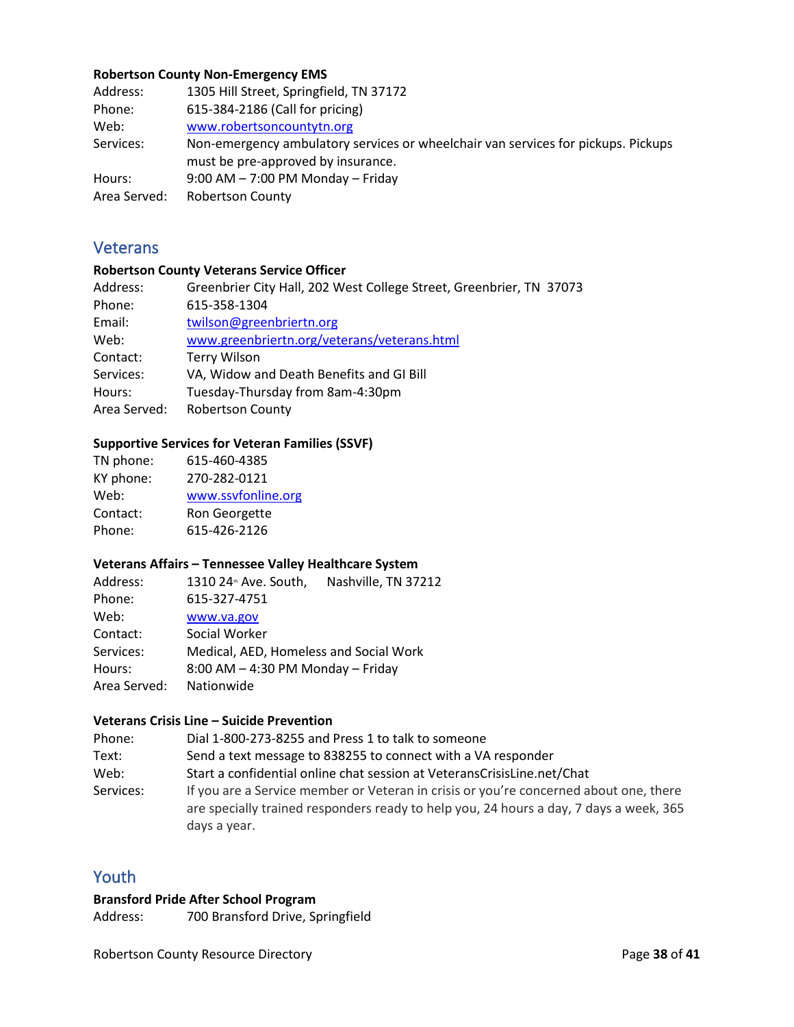**Robertson County Non-Emergency EMS**

Address: 1305 Hill Street, Springfield, TN 37172
Phone: 615-384-2186 (Call for pricing)
Web: www.robertsoncountytn.org
Services: Non-emergency ambulatory services or wheelchair van services for pickups. Pickups must be pre-approved by insurance.
Hours: 9:00 AM – 7:00 PM Monday – Friday
Area Served: Robertson County

## Veterans

**Robertson County Veterans Service Officer**

Address: Greenbrier City Hall, 202 West College Street, Greenbrier, TN 37073
Phone: 615-358-1304
Email: twilson@greenbriertn.org
Web: www.greenbriertn.org/veterans/veterans.html
Contact: Terry Wilson
Services: VA, Widow and Death Benefits and GI Bill
Hours: Tuesday-Thursday from 8am-4:30pm
Area Served: Robertson County

**Supportive Services for Veteran Families (SSVF)**

TN phone: 615-460-4385
KY phone: 270-282-0121
Web: www.ssvfonline.org
Contact: Ron Georgette
Phone: 615-426-2126

**Veterans Affairs – Tennessee Valley Healthcare System**

Address: 1310 24th Ave. South, Nashville, TN 37212
Phone: 615-327-4751
Web: www.va.gov
Contact: Social Worker
Services: Medical, AED, Homeless and Social Work
Hours: 8:00 AM – 4:30 PM Monday – Friday
Area Served: Nationwide

**Veterans Crisis Line – Suicide Prevention**

Phone: Dial 1-800-273-8255 and Press 1 to talk to someone
Text: Send a text message to 838255 to connect with a VA responder
Web: Start a confidential online chat session at VeteransCrisisLine.net/Chat
Services: If you are a Service member or Veteran in crisis or you're concerned about one, there are specially trained responders ready to help you, 24 hours a day, 7 days a week, 365 days a year.

## Youth

**Bransford Pride After School Program**

Address: 700 Bransford Drive, Springfield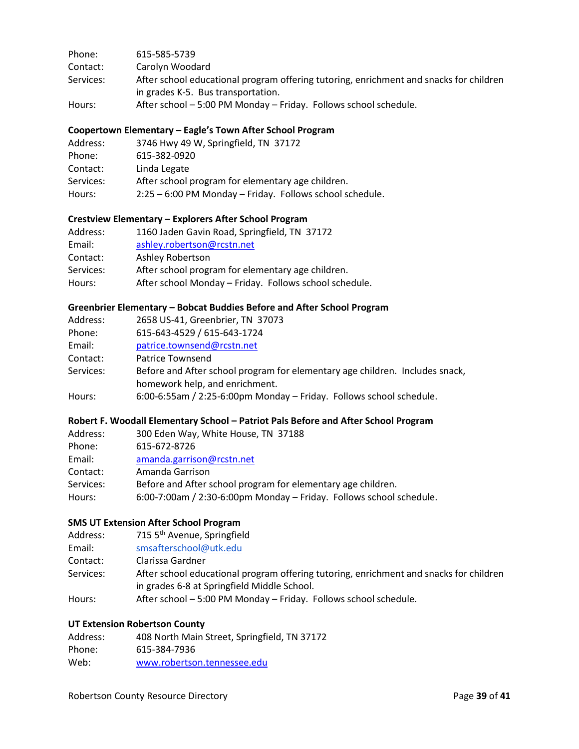Phone: 615-585-5739
Contact: Carolyn Woodard
Services: After school educational program offering tutoring, enrichment and snacks for children in grades K-5. Bus transportation.
Hours: After school – 5:00 PM Monday – Friday. Follows school schedule.

**Coopertown Elementary – Eagle's Town After School Program**

Address: 3746 Hwy 49 W, Springfield, TN 37172
Phone: 615-382-0920
Contact: Linda Legate
Services: After school program for elementary age children.
Hours: 2:25 – 6:00 PM Monday – Friday. Follows school schedule.

**Crestview Elementary – Explorers After School Program**

Address: 1160 Jaden Gavin Road, Springfield, TN 37172
Email: ashley.robertson@rcstn.net
Contact: Ashley Robertson
Services: After school program for elementary age children.
Hours: After school Monday – Friday. Follows school schedule.

**Greenbrier Elementary – Bobcat Buddies Before and After School Program**

Address: 2658 US-41, Greenbrier, TN 37073
Phone: 615-643-4529 / 615-643-1724
Email: patrice.townsend@rcstn.net
Contact: Patrice Townsend
Services: Before and After school program for elementary age children. Includes snack, homework help, and enrichment.
Hours: 6:00-6:55am / 2:25-6:00pm Monday – Friday. Follows school schedule.

**Robert F. Woodall Elementary School – Patriot Pals Before and After School Program**

Address: 300 Eden Way, White House, TN 37188
Phone: 615-672-8726
Email: amanda.garrison@rcstn.net
Contact: Amanda Garrison
Services: Before and After school program for elementary age children.
Hours: 6:00-7:00am / 2:30-6:00pm Monday – Friday. Follows school schedule.

**SMS UT Extension After School Program**

Address: 715 5th Avenue, Springfield
Email: smsafterschool@utk.edu
Contact: Clarissa Gardner
Services: After school educational program offering tutoring, enrichment and snacks for children in grades 6-8 at Springfield Middle School.
Hours: After school – 5:00 PM Monday – Friday. Follows school schedule.

**UT Extension Robertson County**

Address: 408 North Main Street, Springfield, TN 37172
Phone: 615-384-7936
Web: www.robertson.tennessee.edu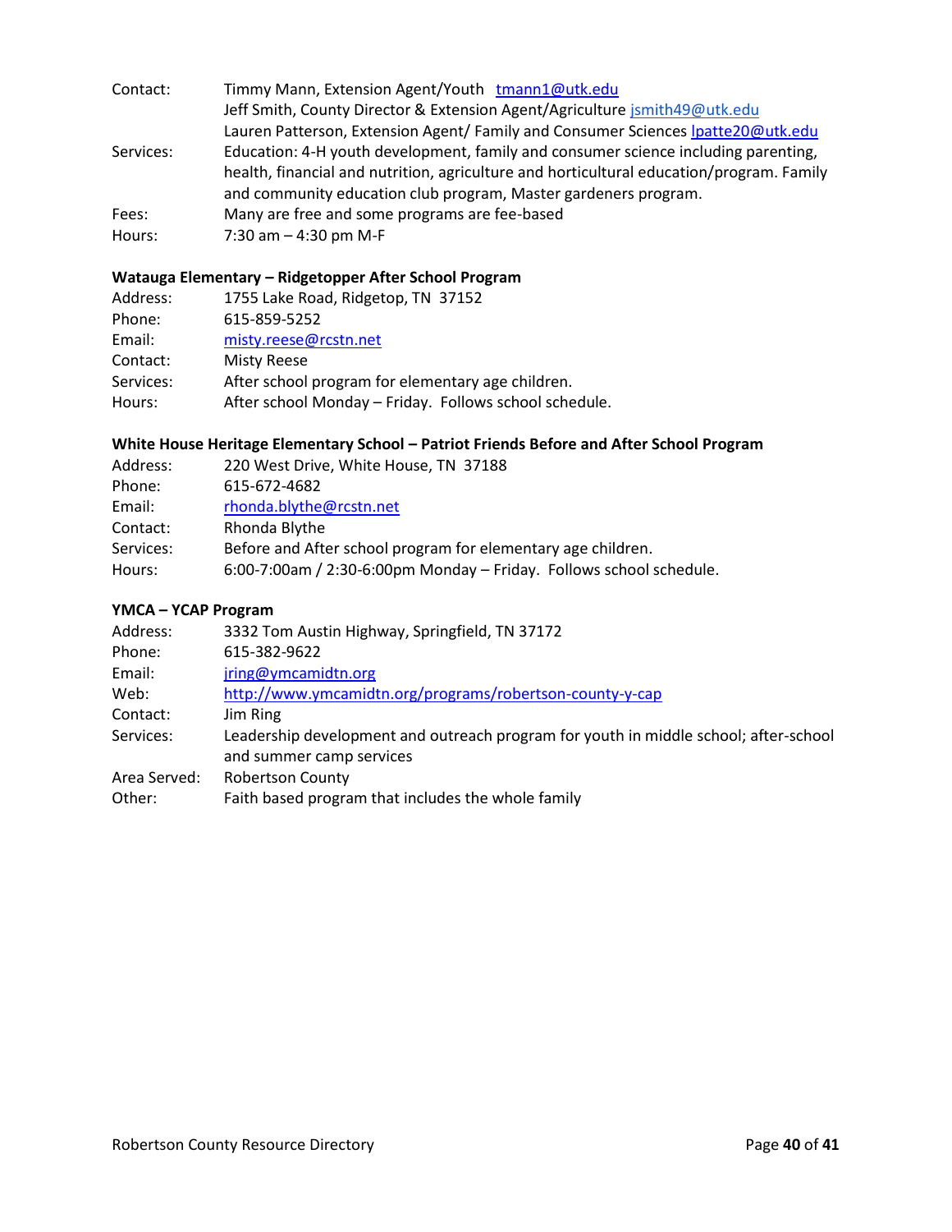Contact: Timmy Mann, Extension Agent/Youth tmann1@utk.edu
Jeff Smith, County Director & Extension Agent/Agriculture jsmith49@utk.edu
Lauren Patterson, Extension Agent/ Family and Consumer Sciences lpatte20@utk.edu
Services: Education: 4-H youth development, family and consumer science including parenting, health, financial and nutrition, agriculture and horticultural education/program. Family and community education club program, Master gardeners program.
Fees: Many are free and some programs are fee-based
Hours: 7:30 am – 4:30 pm M-F

**Watauga Elementary – Ridgetopper After School Program**

Address: 1755 Lake Road, Ridgetop, TN 37152
Phone: 615-859-5252
Email: misty.reese@rcstn.net
Contact: Misty Reese
Services: After school program for elementary age children.
Hours: After school Monday – Friday. Follows school schedule.

**White House Heritage Elementary School – Patriot Friends Before and After School Program**

Address: 220 West Drive, White House, TN 37188
Phone: 615-672-4682
Email: rhonda.blythe@rcstn.net
Contact: Rhonda Blythe
Services: Before and After school program for elementary age children.
Hours: 6:00-7:00am / 2:30-6:00pm Monday – Friday. Follows school schedule.

**YMCA – YCAP Program**

Address: 3332 Tom Austin Highway, Springfield, TN 37172
Phone: 615-382-9622
Email: jring@ymcamidtn.org
Web: http://www.ymcamidtn.org/programs/robertson-county-y-cap
Contact: Jim Ring
Services: Leadership development and outreach program for youth in middle school; after-school and summer camp services
Area Served: Robertson County
Other: Faith based program that includes the whole family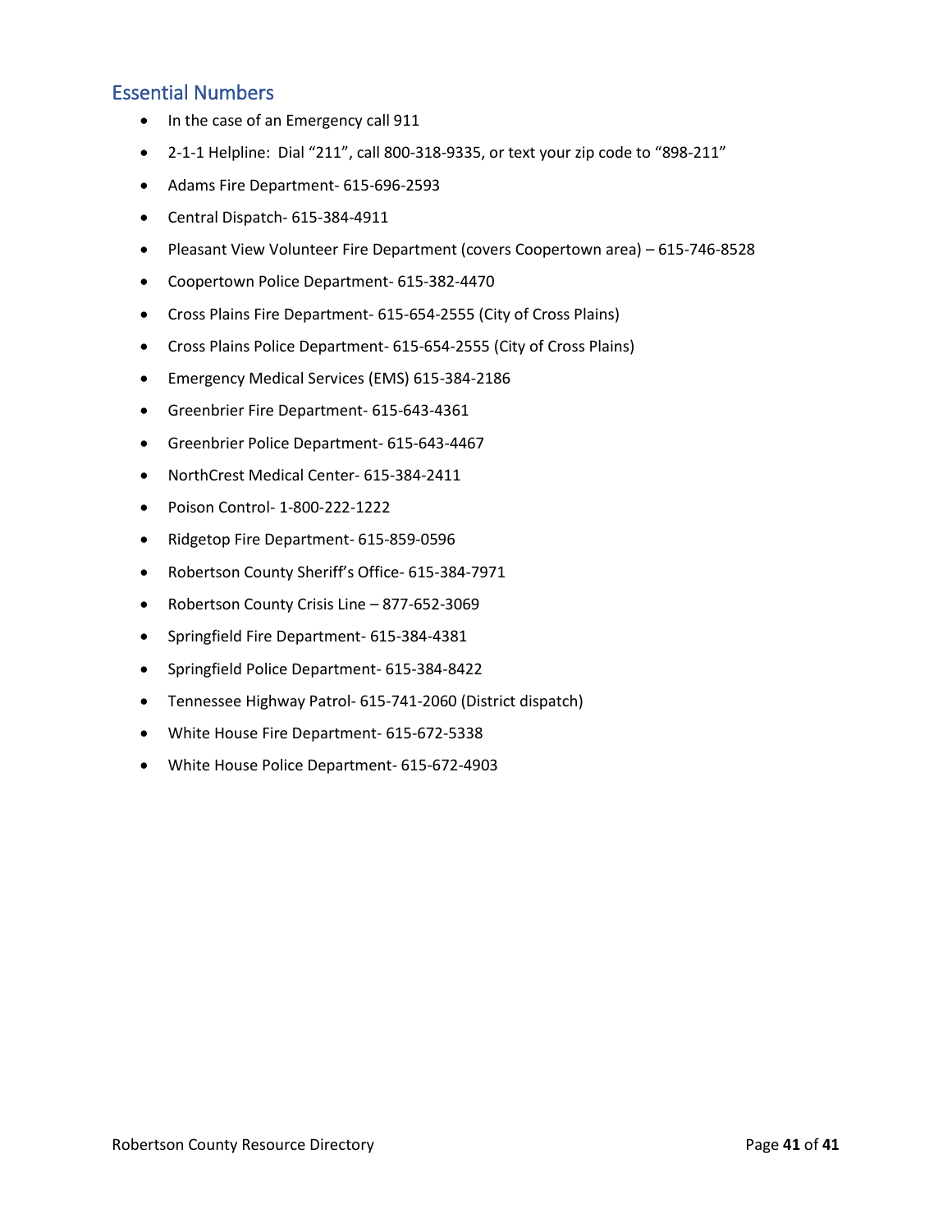## Essential Numbers

- In the case of an Emergency call 911
- 2-1-1 Helpline: Dial "211", call 800-318-9335, or text your zip code to "898-211"
- Adams Fire Department- 615-696-2593
- Central Dispatch- 615-384-4911
- Pleasant View Volunteer Fire Department (covers Coopertown area) – 615-746-8528
- Coopertown Police Department- 615-382-4470
- Cross Plains Fire Department- 615-654-2555 (City of Cross Plains)
- Cross Plains Police Department- 615-654-2555 (City of Cross Plains)
- Emergency Medical Services (EMS) 615-384-2186
- Greenbrier Fire Department- 615-643-4361
- Greenbrier Police Department- 615-643-4467
- NorthCrest Medical Center- 615-384-2411
- Poison Control- 1-800-222-1222
- Ridgetop Fire Department- 615-859-0596
- Robertson County Sheriff's Office- 615-384-7971
- Robertson County Crisis Line – 877-652-3069
- Springfield Fire Department- 615-384-4381
- Springfield Police Department- 615-384-8422
- Tennessee Highway Patrol- 615-741-2060 (District dispatch)
- White House Fire Department- 615-672-5338
- White House Police Department- 615-672-4903